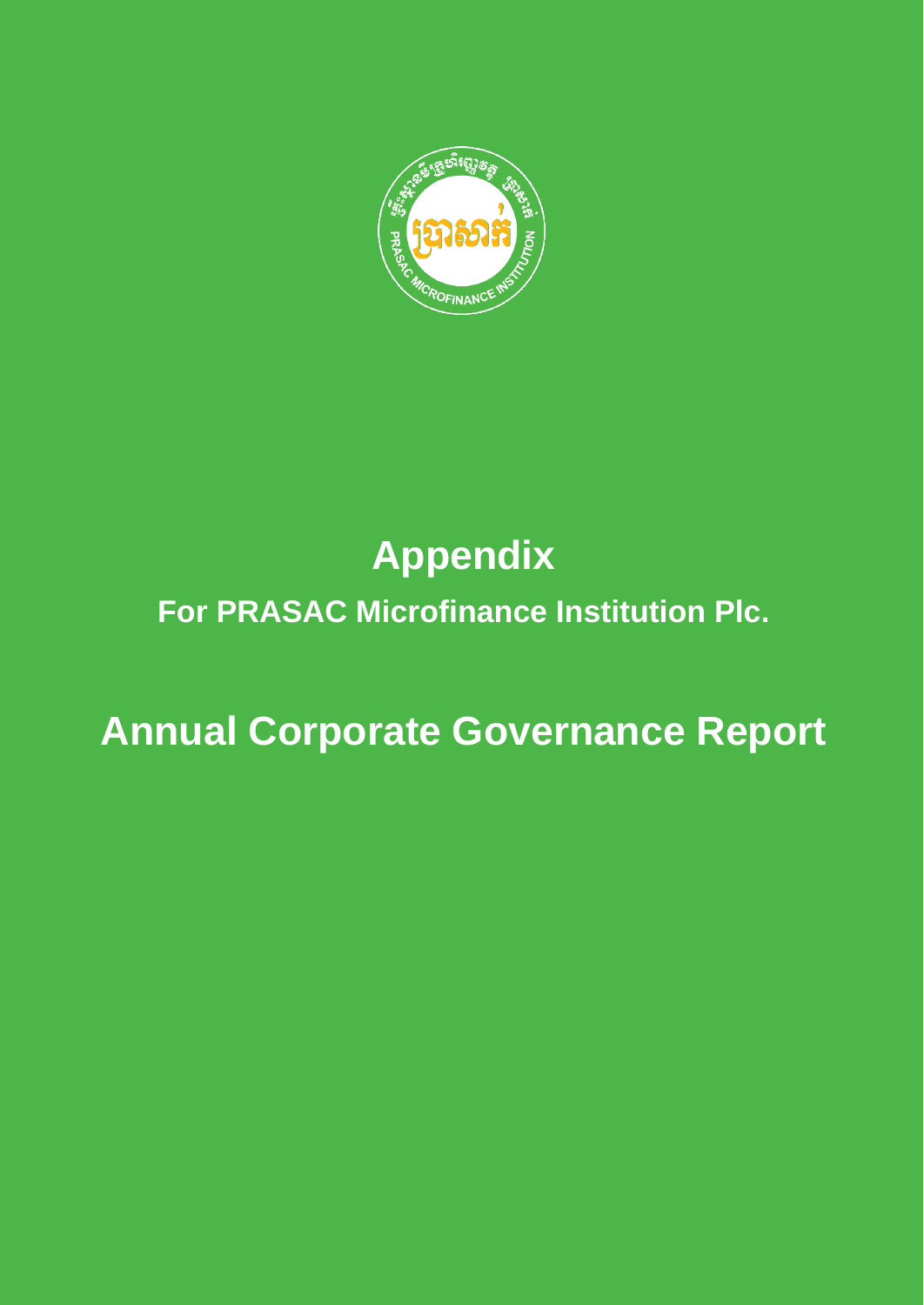# Appendix

## For PRASAC Microfinance Institution Plc.

# Annual Corporate Governance Report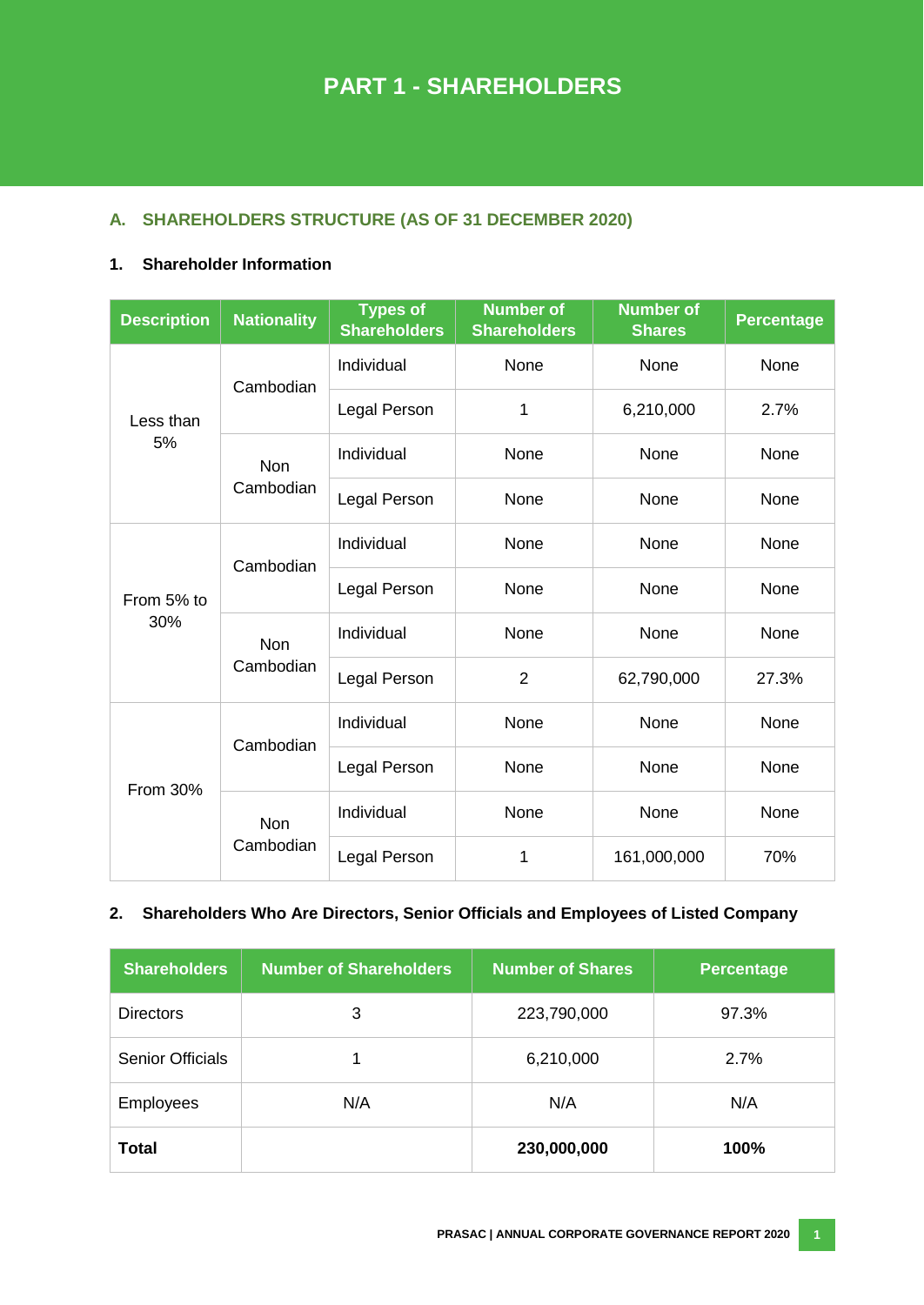# PART 1 - SHAREHOLDERS

## A. SHAREHOLDERS STRUCTURE (AS OF 31 DECEMBER 2020)

### 1. Shareholder Information

| Description | Nationality | Types of Shareholders | Number of Shareholders | Number of Shares | Percentage |
|---|---|---|---|---|---|
| Less than 5% | Cambodian | Individual | None | None | None |
| | | Legal Person | 1 | 6,210,000 | 2.7% |
| | Non Cambodian | Individual | None | None | None |
| | | Legal Person | None | None | None |
| From 5% to 30% | Cambodian | Individual | None | None | None |
| | | Legal Person | None | None | None |
| | Non Cambodian | Individual | None | None | None |
| | | Legal Person | 2 | 62,790,000 | 27.3% |
| From 30% | Cambodian | Individual | None | None | None |
| | | Legal Person | None | None | None |
| | Non Cambodian | Individual | None | None | None |
| | | Legal Person | 1 | 161,000,000 | 70% |

### 2. Shareholders Who Are Directors, Senior Officials and Employees of Listed Company

| Shareholders | Number of Shareholders | Number of Shares | Percentage |
|---|---|---|---|
| Directors | 3 | 223,790,000 | 97.3% |
| Senior Officials | 1 | 6,210,000 | 2.7% |
| Employees | N/A | N/A | N/A |
| **Total** | | **230,000,000** | **100%** |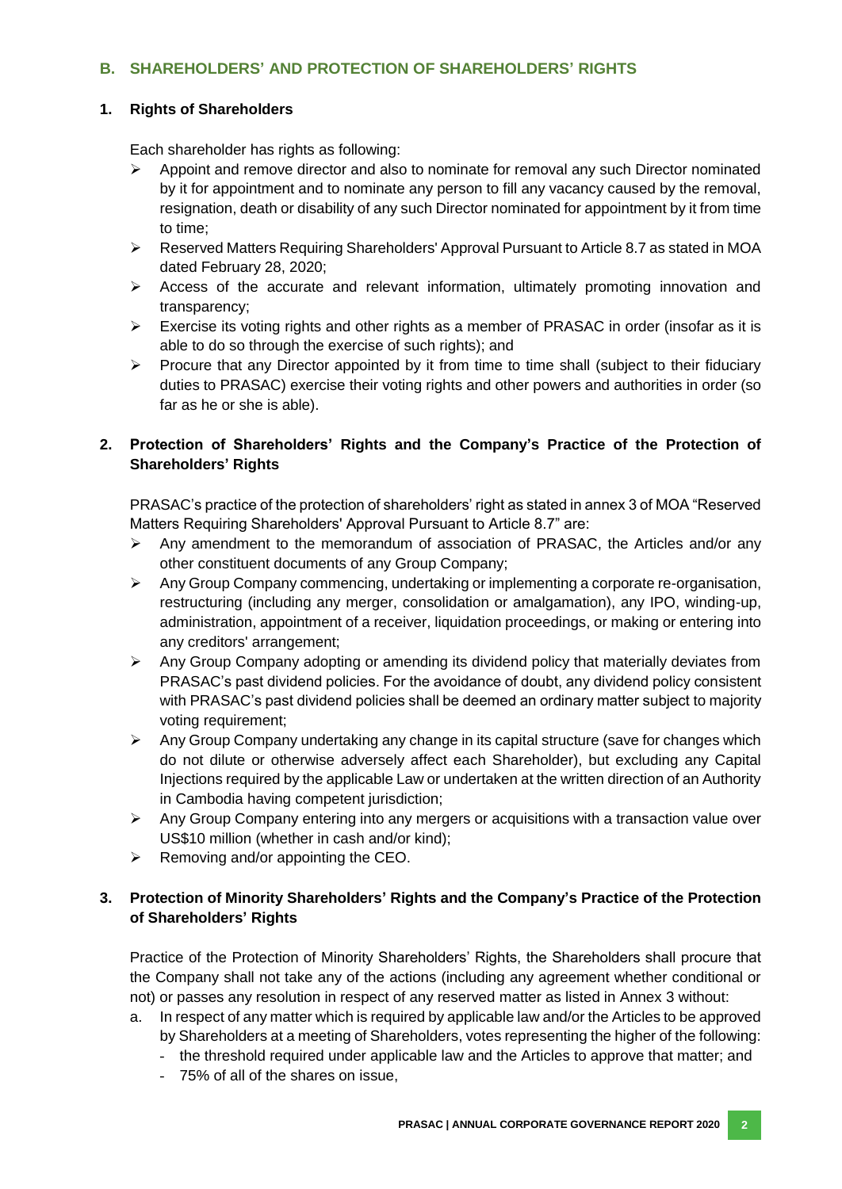## B. SHAREHOLDERS' AND PROTECTION OF SHAREHOLDERS' RIGHTS

### 1. Rights of Shareholders

Each shareholder has rights as following:

- Appoint and remove director and also to nominate for removal any such Director nominated by it for appointment and to nominate any person to fill any vacancy caused by the removal, resignation, death or disability of any such Director nominated for appointment by it from time to time;
- Reserved Matters Requiring Shareholders' Approval Pursuant to Article 8.7 as stated in MOA dated February 28, 2020;
- Access of the accurate and relevant information, ultimately promoting innovation and transparency;
- Exercise its voting rights and other rights as a member of PRASAC in order (insofar as it is able to do so through the exercise of such rights); and
- Procure that any Director appointed by it from time to time shall (subject to their fiduciary duties to PRASAC) exercise their voting rights and other powers and authorities in order (so far as he or she is able).

### 2. Protection of Shareholders' Rights and the Company's Practice of the Protection of Shareholders' Rights

PRASAC's practice of the protection of shareholders' right as stated in annex 3 of MOA "Reserved Matters Requiring Shareholders' Approval Pursuant to Article 8.7" are:

- Any amendment to the memorandum of association of PRASAC, the Articles and/or any other constituent documents of any Group Company;
- Any Group Company commencing, undertaking or implementing a corporate re-organisation, restructuring (including any merger, consolidation or amalgamation), any IPO, winding-up, administration, appointment of a receiver, liquidation proceedings, or making or entering into any creditors' arrangement;
- Any Group Company adopting or amending its dividend policy that materially deviates from PRASAC's past dividend policies. For the avoidance of doubt, any dividend policy consistent with PRASAC's past dividend policies shall be deemed an ordinary matter subject to majority voting requirement;
- Any Group Company undertaking any change in its capital structure (save for changes which do not dilute or otherwise adversely affect each Shareholder), but excluding any Capital Injections required by the applicable Law or undertaken at the written direction of an Authority in Cambodia having competent jurisdiction;
- Any Group Company entering into any mergers or acquisitions with a transaction value over US$10 million (whether in cash and/or kind);
- Removing and/or appointing the CEO.

### 3. Protection of Minority Shareholders' Rights and the Company's Practice of the Protection of Shareholders' Rights

Practice of the Protection of Minority Shareholders' Rights, the Shareholders shall procure that the Company shall not take any of the actions (including any agreement whether conditional or not) or passes any resolution in respect of any reserved matter as listed in Annex 3 without:

a. In respect of any matter which is required by applicable law and/or the Articles to be approved by Shareholders at a meeting of Shareholders, votes representing the higher of the following:
   - the threshold required under applicable law and the Articles to approve that matter; and
   - 75% of all of the shares on issue,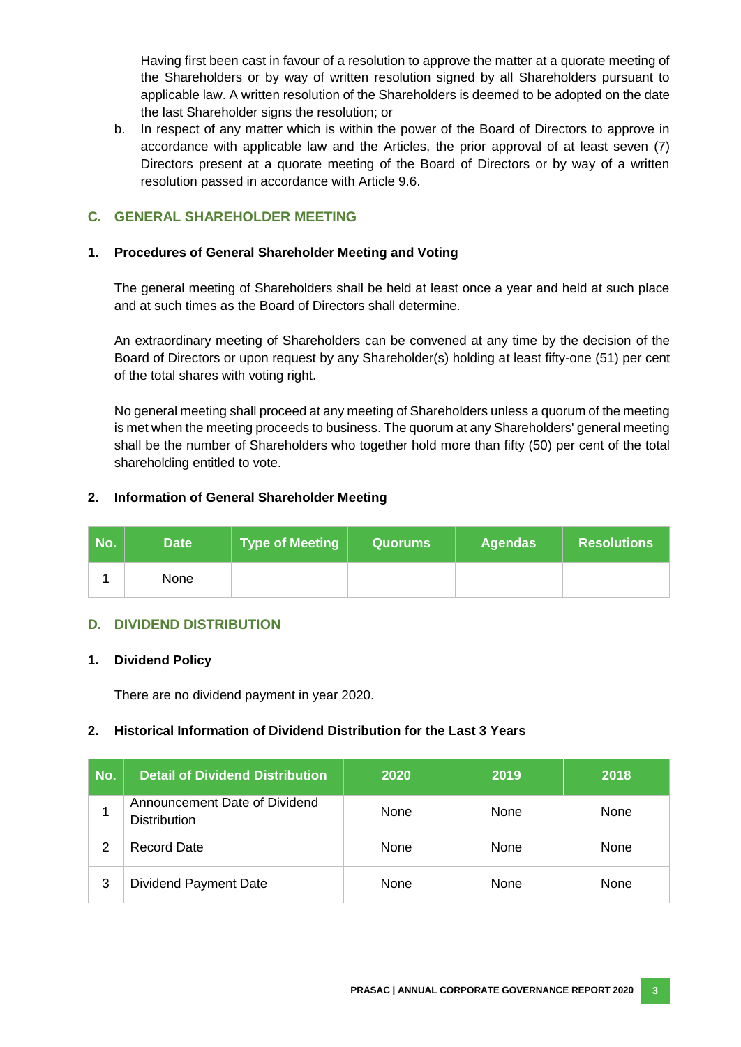Having first been cast in favour of a resolution to approve the matter at a quorate meeting of the Shareholders or by way of written resolution signed by all Shareholders pursuant to applicable law. A written resolution of the Shareholders is deemed to be adopted on the date the last Shareholder signs the resolution; or

b. In respect of any matter which is within the power of the Board of Directors to approve in accordance with applicable law and the Articles, the prior approval of at least seven (7) Directors present at a quorate meeting of the Board of Directors or by way of a written resolution passed in accordance with Article 9.6.

## C. GENERAL SHAREHOLDER MEETING

### 1. Procedures of General Shareholder Meeting and Voting

The general meeting of Shareholders shall be held at least once a year and held at such place and at such times as the Board of Directors shall determine.

An extraordinary meeting of Shareholders can be convened at any time by the decision of the Board of Directors or upon request by any Shareholder(s) holding at least fifty-one (51) per cent of the total shares with voting right.

No general meeting shall proceed at any meeting of Shareholders unless a quorum of the meeting is met when the meeting proceeds to business. The quorum at any Shareholders' general meeting shall be the number of Shareholders who together hold more than fifty (50) per cent of the total shareholding entitled to vote.

### 2. Information of General Shareholder Meeting

| No. | Date | Type of Meeting | Quorums | Agendas | Resolutions |
|---|---|---|---|---|---|
| 1 | None | | | | |

## D. DIVIDEND DISTRIBUTION

### 1. Dividend Policy

There are no dividend payment in year 2020.

### 2. Historical Information of Dividend Distribution for the Last 3 Years

| No. | Detail of Dividend Distribution | 2020 | 2019 | 2018 |
|---|---|---|---|---|
| 1 | Announcement Date of Dividend Distribution | None | None | None |
| 2 | Record Date | None | None | None |
| 3 | Dividend Payment Date | None | None | None |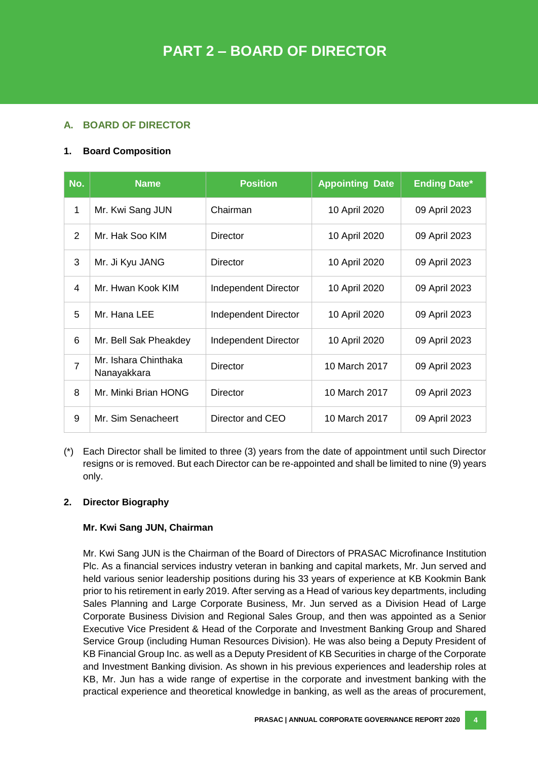# PART 2 – BOARD OF DIRECTOR

## A. BOARD OF DIRECTOR

### 1. Board Composition

| No. | Name | Position | Appointing Date | Ending Date* |
|---|---|---|---|---|
| 1 | Mr. Kwi Sang JUN | Chairman | 10 April 2020 | 09 April 2023 |
| 2 | Mr. Hak Soo KIM | Director | 10 April 2020 | 09 April 2023 |
| 3 | Mr. Ji Kyu JANG | Director | 10 April 2020 | 09 April 2023 |
| 4 | Mr. Hwan Kook KIM | Independent Director | 10 April 2020 | 09 April 2023 |
| 5 | Mr. Hana LEE | Independent Director | 10 April 2020 | 09 April 2023 |
| 6 | Mr. Bell Sak Pheakdey | Independent Director | 10 April 2020 | 09 April 2023 |
| 7 | Mr. Ishara Chinthaka Nanayakkara | Director | 10 March 2017 | 09 April 2023 |
| 8 | Mr. Minki Brian HONG | Director | 10 March 2017 | 09 April 2023 |
| 9 | Mr. Sim Senacheert | Director and CEO | 10 March 2017 | 09 April 2023 |

(*) Each Director shall be limited to three (3) years from the date of appointment until such Director resigns or is removed. But each Director can be re-appointed and shall be limited to nine (9) years only.

### 2. Director Biography

**Mr. Kwi Sang JUN, Chairman**

Mr. Kwi Sang JUN is the Chairman of the Board of Directors of PRASAC Microfinance Institution Plc. As a financial services industry veteran in banking and capital markets, Mr. Jun served and held various senior leadership positions during his 33 years of experience at KB Kookmin Bank prior to his retirement in early 2019. After serving as a Head of various key departments, including Sales Planning and Large Corporate Business, Mr. Jun served as a Division Head of Large Corporate Business Division and Regional Sales Group, and then was appointed as a Senior Executive Vice President & Head of the Corporate and Investment Banking Group and Shared Service Group (including Human Resources Division). He was also being a Deputy President of KB Financial Group Inc. as well as a Deputy President of KB Securities in charge of the Corporate and Investment Banking division. As shown in his previous experiences and leadership roles at KB, Mr. Jun has a wide range of expertise in the corporate and investment banking with the practical experience and theoretical knowledge in banking, as well as the areas of procurement,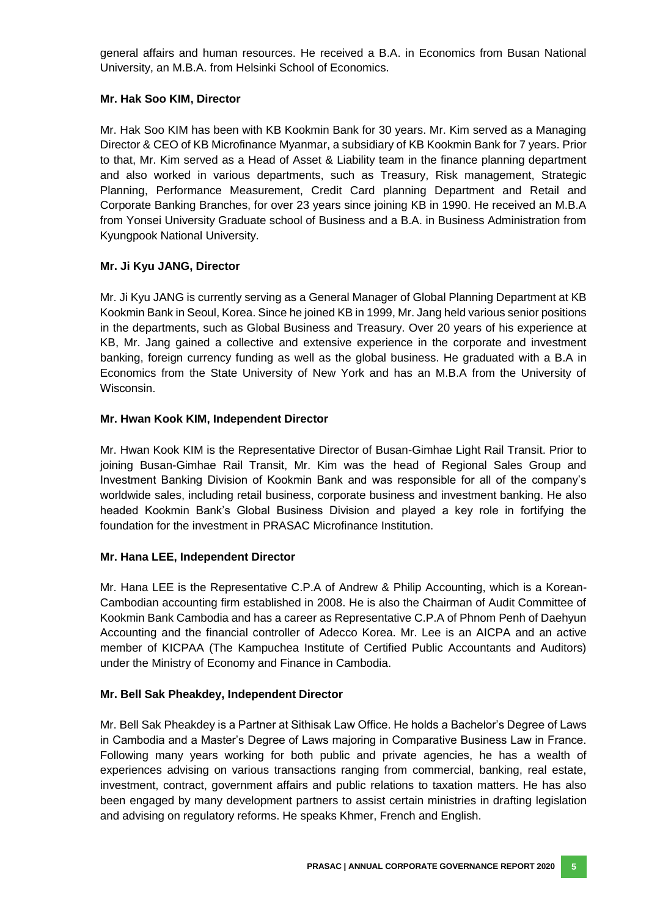general affairs and human resources. He received a B.A. in Economics from Busan National University, an M.B.A. from Helsinki School of Economics.

**Mr. Hak Soo KIM, Director**

Mr. Hak Soo KIM has been with KB Kookmin Bank for 30 years. Mr. Kim served as a Managing Director & CEO of KB Microfinance Myanmar, a subsidiary of KB Kookmin Bank for 7 years. Prior to that, Mr. Kim served as a Head of Asset & Liability team in the finance planning department and also worked in various departments, such as Treasury, Risk management, Strategic Planning, Performance Measurement, Credit Card planning Department and Retail and Corporate Banking Branches, for over 23 years since joining KB in 1990. He received an M.B.A from Yonsei University Graduate school of Business and a B.A. in Business Administration from Kyungpook National University.

**Mr. Ji Kyu JANG, Director**

Mr. Ji Kyu JANG is currently serving as a General Manager of Global Planning Department at KB Kookmin Bank in Seoul, Korea. Since he joined KB in 1999, Mr. Jang held various senior positions in the departments, such as Global Business and Treasury. Over 20 years of his experience at KB, Mr. Jang gained a collective and extensive experience in the corporate and investment banking, foreign currency funding as well as the global business. He graduated with a B.A in Economics from the State University of New York and has an M.B.A from the University of Wisconsin.

**Mr. Hwan Kook KIM, Independent Director**

Mr. Hwan Kook KIM is the Representative Director of Busan-Gimhae Light Rail Transit. Prior to joining Busan-Gimhae Rail Transit, Mr. Kim was the head of Regional Sales Group and Investment Banking Division of Kookmin Bank and was responsible for all of the company's worldwide sales, including retail business, corporate business and investment banking. He also headed Kookmin Bank's Global Business Division and played a key role in fortifying the foundation for the investment in PRASAC Microfinance Institution.

**Mr. Hana LEE, Independent Director**

Mr. Hana LEE is the Representative C.P.A of Andrew & Philip Accounting, which is a Korean-Cambodian accounting firm established in 2008. He is also the Chairman of Audit Committee of Kookmin Bank Cambodia and has a career as Representative C.P.A of Phnom Penh of Daehyun Accounting and the financial controller of Adecco Korea. Mr. Lee is an AICPA and an active member of KICPAA (The Kampuchea Institute of Certified Public Accountants and Auditors) under the Ministry of Economy and Finance in Cambodia.

**Mr. Bell Sak Pheakdey, Independent Director**

Mr. Bell Sak Pheakdey is a Partner at Sithisak Law Office. He holds a Bachelor's Degree of Laws in Cambodia and a Master's Degree of Laws majoring in Comparative Business Law in France. Following many years working for both public and private agencies, he has a wealth of experiences advising on various transactions ranging from commercial, banking, real estate, investment, contract, government affairs and public relations to taxation matters. He has also been engaged by many development partners to assist certain ministries in drafting legislation and advising on regulatory reforms. He speaks Khmer, French and English.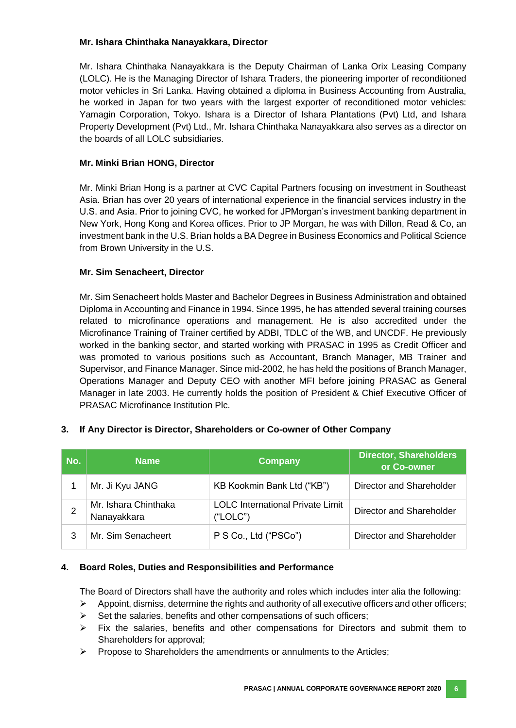**Mr. Ishara Chinthaka Nanayakkara, Director**

Mr. Ishara Chinthaka Nanayakkara is the Deputy Chairman of Lanka Orix Leasing Company (LOLC). He is the Managing Director of Ishara Traders, the pioneering importer of reconditioned motor vehicles in Sri Lanka. Having obtained a diploma in Business Accounting from Australia, he worked in Japan for two years with the largest exporter of reconditioned motor vehicles: Yamagin Corporation, Tokyo. Ishara is a Director of Ishara Plantations (Pvt) Ltd, and Ishara Property Development (Pvt) Ltd., Mr. Ishara Chinthaka Nanayakkara also serves as a director on the boards of all LOLC subsidiaries.

**Mr. Minki Brian HONG, Director**

Mr. Minki Brian Hong is a partner at CVC Capital Partners focusing on investment in Southeast Asia. Brian has over 20 years of international experience in the financial services industry in the U.S. and Asia. Prior to joining CVC, he worked for JPMorgan's investment banking department in New York, Hong Kong and Korea offices. Prior to JP Morgan, he was with Dillon, Read & Co, an investment bank in the U.S. Brian holds a BA Degree in Business Economics and Political Science from Brown University in the U.S.

**Mr. Sim Senacheert, Director**

Mr. Sim Senacheert holds Master and Bachelor Degrees in Business Administration and obtained Diploma in Accounting and Finance in 1994. Since 1995, he has attended several training courses related to microfinance operations and management. He is also accredited under the Microfinance Training of Trainer certified by ADBI, TDLC of the WB, and UNCDF. He previously worked in the banking sector, and started working with PRASAC in 1995 as Credit Officer and was promoted to various positions such as Accountant, Branch Manager, MB Trainer and Supervisor, and Finance Manager. Since mid-2002, he has held the positions of Branch Manager, Operations Manager and Deputy CEO with another MFI before joining PRASAC as General Manager in late 2003. He currently holds the position of President & Chief Executive Officer of PRASAC Microfinance Institution Plc.

## 3. If Any Director is Director, Shareholders or Co-owner of Other Company

| No. | Name | Company | Director, Shareholders or Co-owner |
|---|---|---|---|
| 1 | Mr. Ji Kyu JANG | KB Kookmin Bank Ltd ("KB") | Director and Shareholder |
| 2 | Mr. Ishara Chinthaka Nanayakkara | LOLC International Private Limit ("LOLC") | Director and Shareholder |
| 3 | Mr. Sim Senacheert | P S Co., Ltd ("PSCo") | Director and Shareholder |

## 4. Board Roles, Duties and Responsibilities and Performance

The Board of Directors shall have the authority and roles which includes inter alia the following:

- Appoint, dismiss, determine the rights and authority of all executive officers and other officers;
- Set the salaries, benefits and other compensations of such officers;
- Fix the salaries, benefits and other compensations for Directors and submit them to Shareholders for approval;
- Propose to Shareholders the amendments or annulments to the Articles;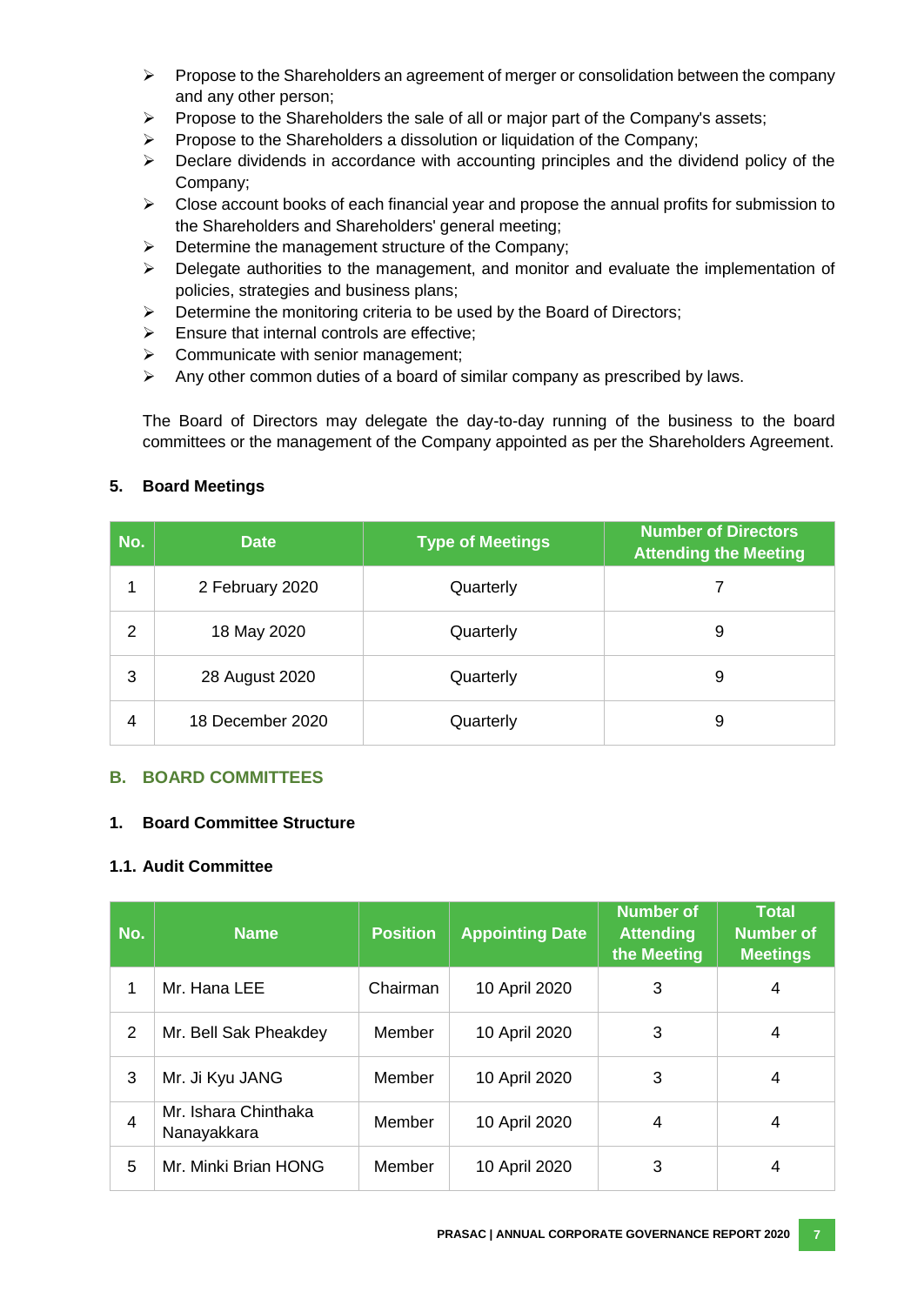- Propose to the Shareholders an agreement of merger or consolidation between the company and any other person;
- Propose to the Shareholders the sale of all or major part of the Company's assets;
- Propose to the Shareholders a dissolution or liquidation of the Company;
- Declare dividends in accordance with accounting principles and the dividend policy of the Company;
- Close account books of each financial year and propose the annual profits for submission to the Shareholders and Shareholders' general meeting;
- Determine the management structure of the Company;
- Delegate authorities to the management, and monitor and evaluate the implementation of policies, strategies and business plans;
- Determine the monitoring criteria to be used by the Board of Directors;
- Ensure that internal controls are effective;
- Communicate with senior management;
- Any other common duties of a board of similar company as prescribed by laws.

The Board of Directors may delegate the day-to-day running of the business to the board committees or the management of the Company appointed as per the Shareholders Agreement.

### 5. Board Meetings

| No. | Date | Type of Meetings | Number of Directors Attending the Meeting |
|---|---|---|---|
| 1 | 2 February 2020 | Quarterly | 7 |
| 2 | 18 May 2020 | Quarterly | 9 |
| 3 | 28 August 2020 | Quarterly | 9 |
| 4 | 18 December 2020 | Quarterly | 9 |

## B. BOARD COMMITTEES

### 1. Board Committee Structure

#### 1.1. Audit Committee

| No. | Name | Position | Appointing Date | Number of Attending the Meeting | Total Number of Meetings |
|---|---|---|---|---|---|
| 1 | Mr. Hana LEE | Chairman | 10 April 2020 | 3 | 4 |
| 2 | Mr. Bell Sak Pheakdey | Member | 10 April 2020 | 3 | 4 |
| 3 | Mr. Ji Kyu JANG | Member | 10 April 2020 | 3 | 4 |
| 4 | Mr. Ishara Chinthaka Nanayakkara | Member | 10 April 2020 | 4 | 4 |
| 5 | Mr. Minki Brian HONG | Member | 10 April 2020 | 3 | 4 |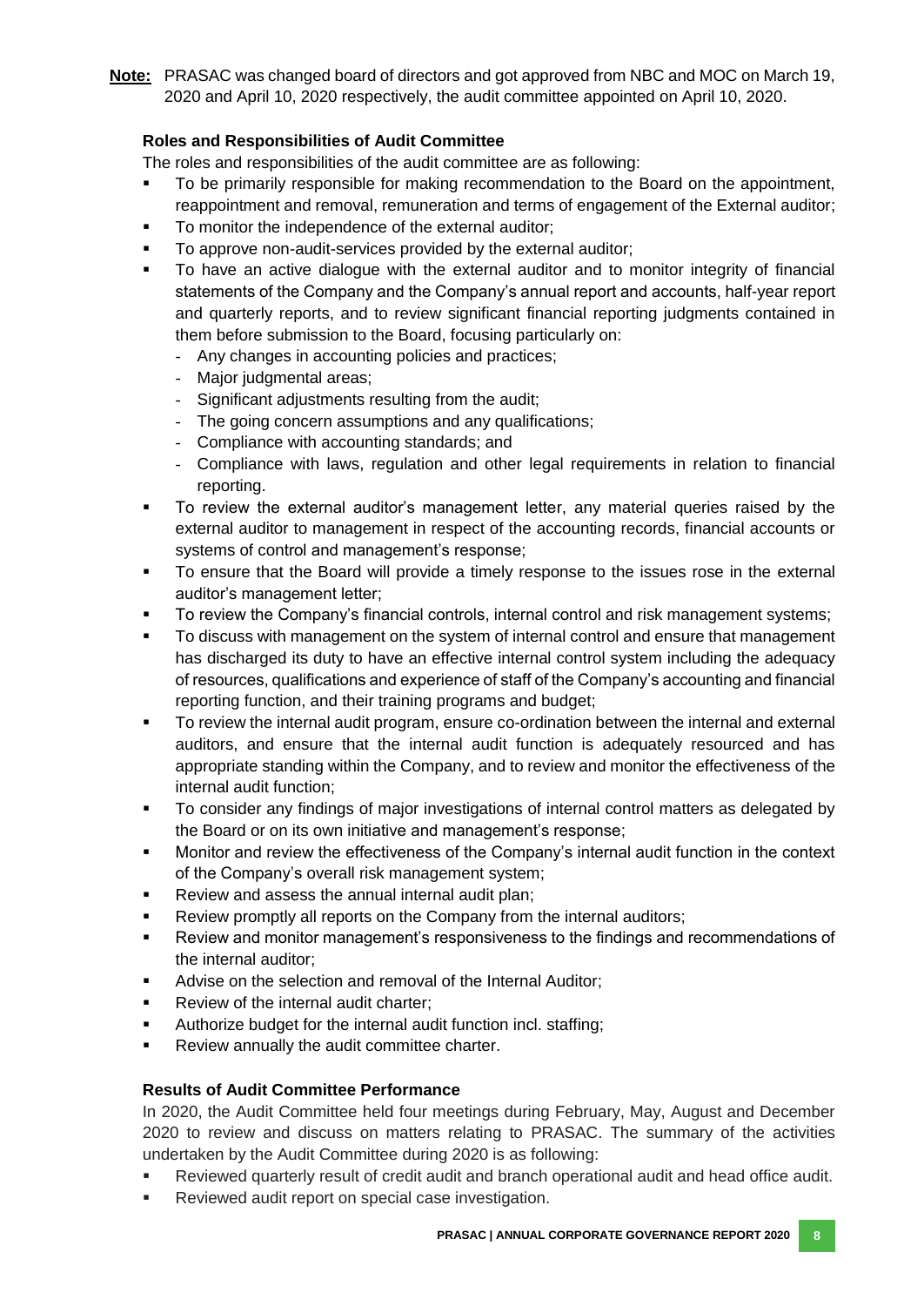**Note:** PRASAC was changed board of directors and got approved from NBC and MOC on March 19, 2020 and April 10, 2020 respectively, the audit committee appointed on April 10, 2020.

**Roles and Responsibilities of Audit Committee**

The roles and responsibilities of the audit committee are as following:

- To be primarily responsible for making recommendation to the Board on the appointment, reappointment and removal, remuneration and terms of engagement of the External auditor;
- To monitor the independence of the external auditor;
- To approve non-audit-services provided by the external auditor;
- To have an active dialogue with the external auditor and to monitor integrity of financial statements of the Company and the Company's annual report and accounts, half-year report and quarterly reports, and to review significant financial reporting judgments contained in them before submission to the Board, focusing particularly on:
  - Any changes in accounting policies and practices;
  - Major judgmental areas;
  - Significant adjustments resulting from the audit;
  - The going concern assumptions and any qualifications;
  - Compliance with accounting standards; and
  - Compliance with laws, regulation and other legal requirements in relation to financial reporting.
- To review the external auditor's management letter, any material queries raised by the external auditor to management in respect of the accounting records, financial accounts or systems of control and management's response;
- To ensure that the Board will provide a timely response to the issues rose in the external auditor's management letter;
- To review the Company's financial controls, internal control and risk management systems;
- To discuss with management on the system of internal control and ensure that management has discharged its duty to have an effective internal control system including the adequacy of resources, qualifications and experience of staff of the Company's accounting and financial reporting function, and their training programs and budget;
- To review the internal audit program, ensure co-ordination between the internal and external auditors, and ensure that the internal audit function is adequately resourced and has appropriate standing within the Company, and to review and monitor the effectiveness of the internal audit function;
- To consider any findings of major investigations of internal control matters as delegated by the Board or on its own initiative and management's response;
- Monitor and review the effectiveness of the Company's internal audit function in the context of the Company's overall risk management system;
- Review and assess the annual internal audit plan;
- Review promptly all reports on the Company from the internal auditors;
- Review and monitor management's responsiveness to the findings and recommendations of the internal auditor;
- Advise on the selection and removal of the Internal Auditor;
- Review of the internal audit charter;
- Authorize budget for the internal audit function incl. staffing;
- Review annually the audit committee charter.

**Results of Audit Committee Performance**

In 2020, the Audit Committee held four meetings during February, May, August and December 2020 to review and discuss on matters relating to PRASAC. The summary of the activities undertaken by the Audit Committee during 2020 is as following:

- Reviewed quarterly result of credit audit and branch operational audit and head office audit.
- Reviewed audit report on special case investigation.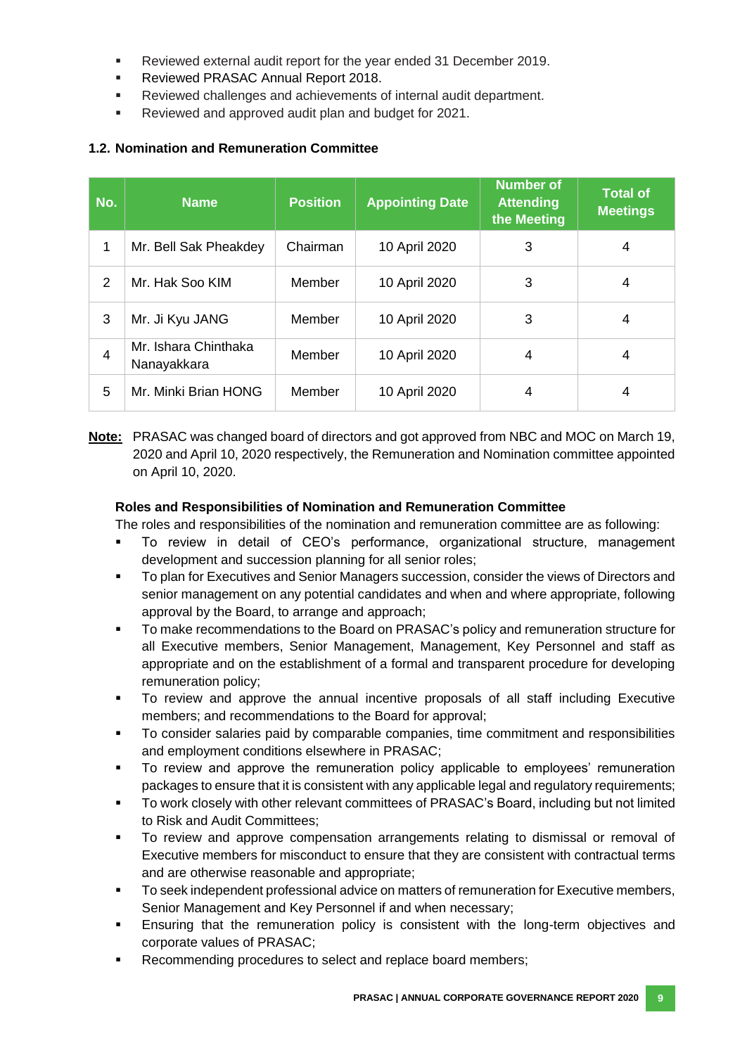- Reviewed external audit report for the year ended 31 December 2019.
- Reviewed PRASAC Annual Report 2018.
- Reviewed challenges and achievements of internal audit department.
- Reviewed and approved audit plan and budget for 2021.

### 1.2. Nomination and Remuneration Committee

| No. | Name | Position | Appointing Date | Number of Attending the Meeting | Total of Meetings |
|---|---|---|---|---|---|
| 1 | Mr. Bell Sak Pheakdey | Chairman | 10 April 2020 | 3 | 4 |
| 2 | Mr. Hak Soo KIM | Member | 10 April 2020 | 3 | 4 |
| 3 | Mr. Ji Kyu JANG | Member | 10 April 2020 | 3 | 4 |
| 4 | Mr. Ishara Chinthaka Nanayakkara | Member | 10 April 2020 | 4 | 4 |
| 5 | Mr. Minki Brian HONG | Member | 10 April 2020 | 4 | 4 |

**Note:** PRASAC was changed board of directors and got approved from NBC and MOC on March 19, 2020 and April 10, 2020 respectively, the Remuneration and Nomination committee appointed on April 10, 2020.

**Roles and Responsibilities of Nomination and Remuneration Committee**

The roles and responsibilities of the nomination and remuneration committee are as following:

- To review in detail of CEO's performance, organizational structure, management development and succession planning for all senior roles;
- To plan for Executives and Senior Managers succession, consider the views of Directors and senior management on any potential candidates and when and where appropriate, following approval by the Board, to arrange and approach;
- To make recommendations to the Board on PRASAC's policy and remuneration structure for all Executive members, Senior Management, Management, Key Personnel and staff as appropriate and on the establishment of a formal and transparent procedure for developing remuneration policy;
- To review and approve the annual incentive proposals of all staff including Executive members; and recommendations to the Board for approval;
- To consider salaries paid by comparable companies, time commitment and responsibilities and employment conditions elsewhere in PRASAC;
- To review and approve the remuneration policy applicable to employees' remuneration packages to ensure that it is consistent with any applicable legal and regulatory requirements;
- To work closely with other relevant committees of PRASAC's Board, including but not limited to Risk and Audit Committees;
- To review and approve compensation arrangements relating to dismissal or removal of Executive members for misconduct to ensure that they are consistent with contractual terms and are otherwise reasonable and appropriate;
- To seek independent professional advice on matters of remuneration for Executive members, Senior Management and Key Personnel if and when necessary;
- Ensuring that the remuneration policy is consistent with the long-term objectives and corporate values of PRASAC;
- Recommending procedures to select and replace board members;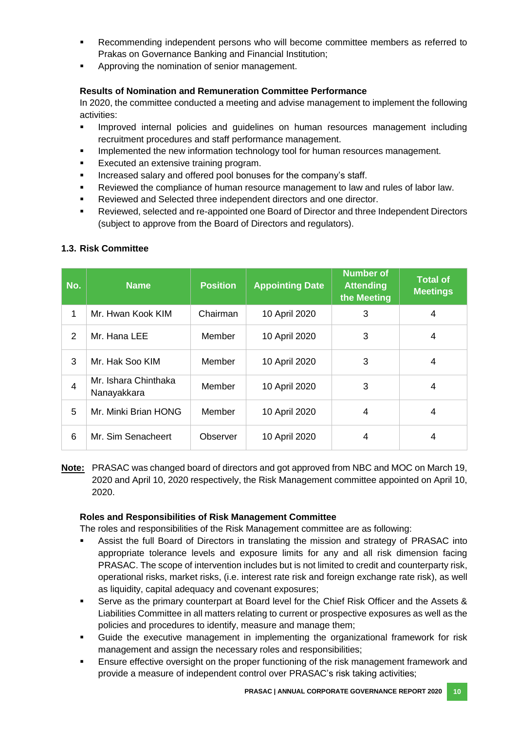- Recommending independent persons who will become committee members as referred to Prakas on Governance Banking and Financial Institution;
- Approving the nomination of senior management.

**Results of Nomination and Remuneration Committee Performance**

In 2020, the committee conducted a meeting and advise management to implement the following activities:

- Improved internal policies and guidelines on human resources management including recruitment procedures and staff performance management.
- Implemented the new information technology tool for human resources management.
- Executed an extensive training program.
- Increased salary and offered pool bonuses for the company's staff.
- Reviewed the compliance of human resource management to law and rules of labor law.
- Reviewed and Selected three independent directors and one director.
- Reviewed, selected and re-appointed one Board of Director and three Independent Directors (subject to approve from the Board of Directors and regulators).

### 1.3. Risk Committee

| No. | Name | Position | Appointing Date | Number of Attending the Meeting | Total of Meetings |
|---|---|---|---|---|---|
| 1 | Mr. Hwan Kook KIM | Chairman | 10 April 2020 | 3 | 4 |
| 2 | Mr. Hana LEE | Member | 10 April 2020 | 3 | 4 |
| 3 | Mr. Hak Soo KIM | Member | 10 April 2020 | 3 | 4 |
| 4 | Mr. Ishara Chinthaka Nanayakkara | Member | 10 April 2020 | 3 | 4 |
| 5 | Mr. Minki Brian HONG | Member | 10 April 2020 | 4 | 4 |
| 6 | Mr. Sim Senacheert | Observer | 10 April 2020 | 4 | 4 |

**Note:** PRASAC was changed board of directors and got approved from NBC and MOC on March 19, 2020 and April 10, 2020 respectively, the Risk Management committee appointed on April 10, 2020.

**Roles and Responsibilities of Risk Management Committee**

The roles and responsibilities of the Risk Management committee are as following:

- Assist the full Board of Directors in translating the mission and strategy of PRASAC into appropriate tolerance levels and exposure limits for any and all risk dimension facing PRASAC. The scope of intervention includes but is not limited to credit and counterparty risk, operational risks, market risks, (i.e. interest rate risk and foreign exchange rate risk), as well as liquidity, capital adequacy and covenant exposures;
- Serve as the primary counterpart at Board level for the Chief Risk Officer and the Assets & Liabilities Committee in all matters relating to current or prospective exposures as well as the policies and procedures to identify, measure and manage them;
- Guide the executive management in implementing the organizational framework for risk management and assign the necessary roles and responsibilities;
- Ensure effective oversight on the proper functioning of the risk management framework and provide a measure of independent control over PRASAC's risk taking activities;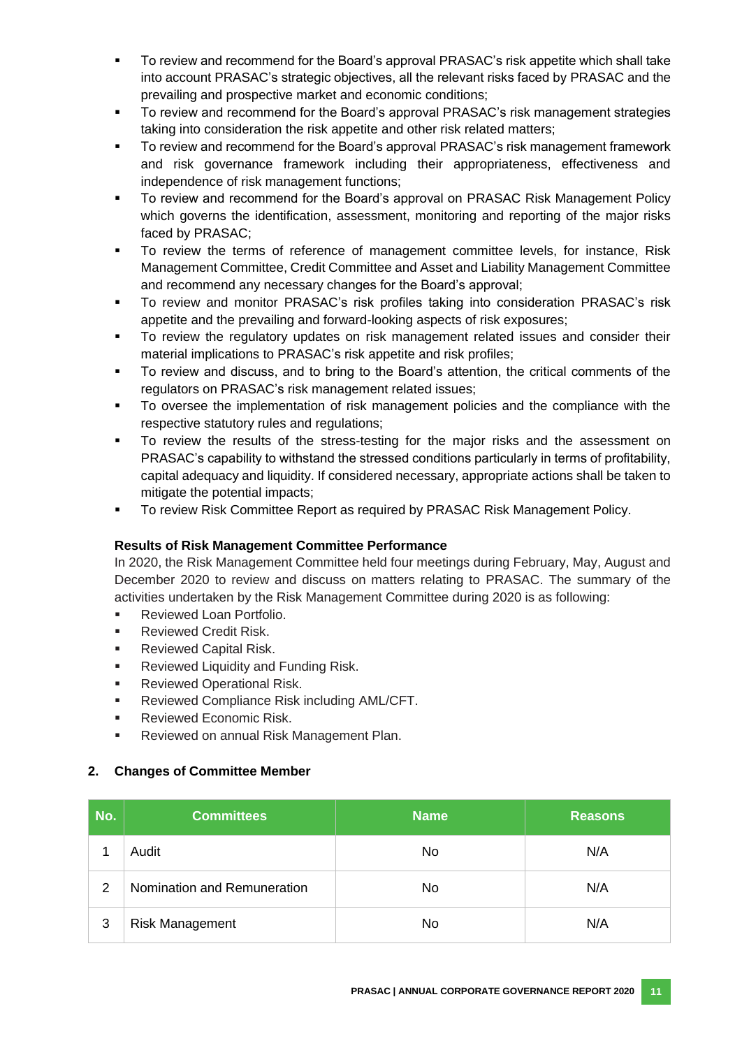- To review and recommend for the Board's approval PRASAC's risk appetite which shall take into account PRASAC's strategic objectives, all the relevant risks faced by PRASAC and the prevailing and prospective market and economic conditions;
- To review and recommend for the Board's approval PRASAC's risk management strategies taking into consideration the risk appetite and other risk related matters;
- To review and recommend for the Board's approval PRASAC's risk management framework and risk governance framework including their appropriateness, effectiveness and independence of risk management functions;
- To review and recommend for the Board's approval on PRASAC Risk Management Policy which governs the identification, assessment, monitoring and reporting of the major risks faced by PRASAC;
- To review the terms of reference of management committee levels, for instance, Risk Management Committee, Credit Committee and Asset and Liability Management Committee and recommend any necessary changes for the Board's approval;
- To review and monitor PRASAC's risk profiles taking into consideration PRASAC's risk appetite and the prevailing and forward-looking aspects of risk exposures;
- To review the regulatory updates on risk management related issues and consider their material implications to PRASAC's risk appetite and risk profiles;
- To review and discuss, and to bring to the Board's attention, the critical comments of the regulators on PRASAC's risk management related issues;
- To oversee the implementation of risk management policies and the compliance with the respective statutory rules and regulations;
- To review the results of the stress-testing for the major risks and the assessment on PRASAC's capability to withstand the stressed conditions particularly in terms of profitability, capital adequacy and liquidity. If considered necessary, appropriate actions shall be taken to mitigate the potential impacts;
- To review Risk Committee Report as required by PRASAC Risk Management Policy.

**Results of Risk Management Committee Performance**

In 2020, the Risk Management Committee held four meetings during February, May, August and December 2020 to review and discuss on matters relating to PRASAC. The summary of the activities undertaken by the Risk Management Committee during 2020 is as following:

- Reviewed Loan Portfolio.
- Reviewed Credit Risk.
- Reviewed Capital Risk.
- Reviewed Liquidity and Funding Risk.
- Reviewed Operational Risk.
- Reviewed Compliance Risk including AML/CFT.
- Reviewed Economic Risk.
- Reviewed on annual Risk Management Plan.

## 2. Changes of Committee Member

| No. | Committees | Name | Reasons |
|---|---|---|---|
| 1 | Audit | No | N/A |
| 2 | Nomination and Remuneration | No | N/A |
| 3 | Risk Management | No | N/A |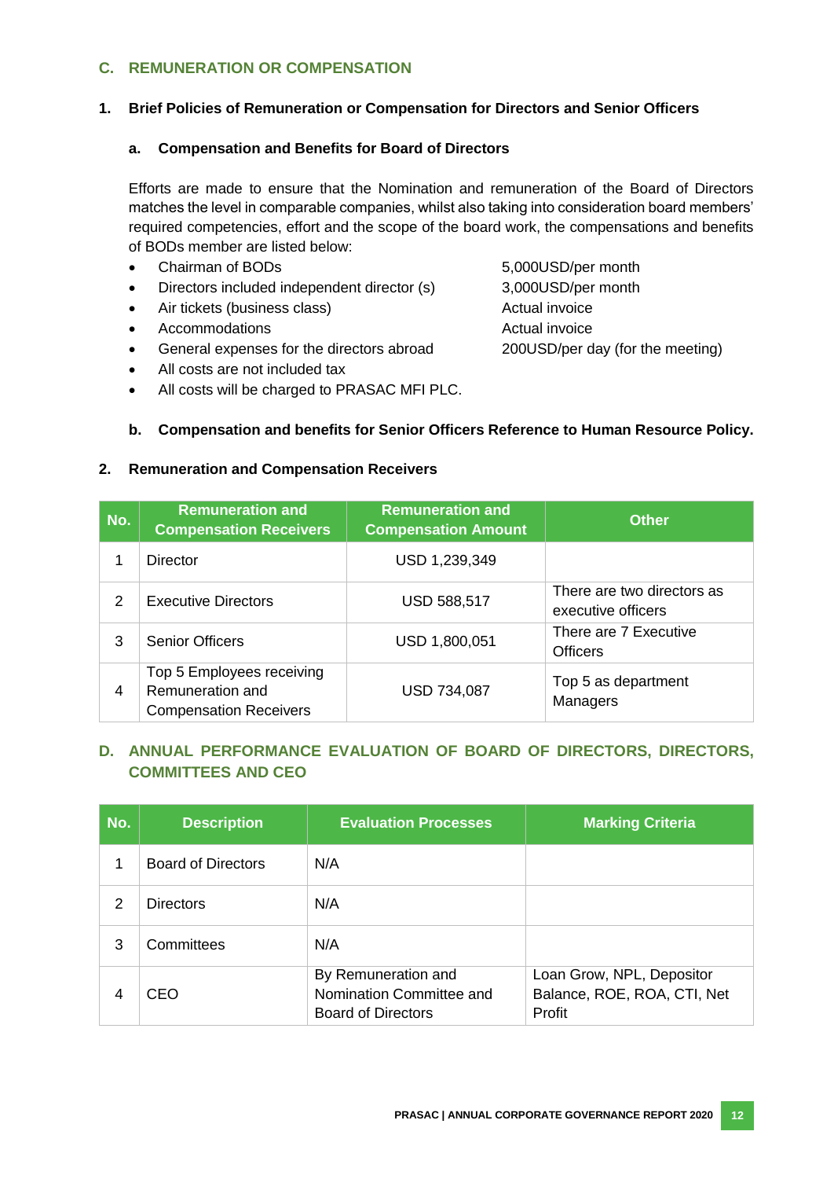## C. REMUNERATION OR COMPENSATION

### 1. Brief Policies of Remuneration or Compensation for Directors and Senior Officers

#### a. Compensation and Benefits for Board of Directors

Efforts are made to ensure that the Nomination and remuneration of the Board of Directors matches the level in comparable companies, whilst also taking into consideration board members' required competencies, effort and the scope of the board work, the compensations and benefits of BODs member are listed below:

- Chairman of BODs — 5,000USD/per month
- Directors included independent director (s) — 3,000USD/per month
- Air tickets (business class) — Actual invoice
- Accommodations — Actual invoice
- General expenses for the directors abroad — 200USD/per day (for the meeting)
- All costs are not included tax
- All costs will be charged to PRASAC MFI PLC.

#### b. Compensation and benefits for Senior Officers Reference to Human Resource Policy.

### 2. Remuneration and Compensation Receivers

| No. | Remuneration and Compensation Receivers | Remuneration and Compensation Amount | Other |
|---|---|---|---|
| 1 | Director | USD 1,239,349 | |
| 2 | Executive Directors | USD 588,517 | There are two directors as executive officers |
| 3 | Senior Officers | USD 1,800,051 | There are 7 Executive Officers |
| 4 | Top 5 Employees receiving Remuneration and Compensation Receivers | USD 734,087 | Top 5 as department Managers |

## D. ANNUAL PERFORMANCE EVALUATION OF BOARD OF DIRECTORS, DIRECTORS, COMMITTEES AND CEO

| No. | Description | Evaluation Processes | Marking Criteria |
|---|---|---|---|
| 1 | Board of Directors | N/A | |
| 2 | Directors | N/A | |
| 3 | Committees | N/A | |
| 4 | CEO | By Remuneration and Nomination Committee and Board of Directors | Loan Grow, NPL, Depositor Balance, ROE, ROA, CTI, Net Profit |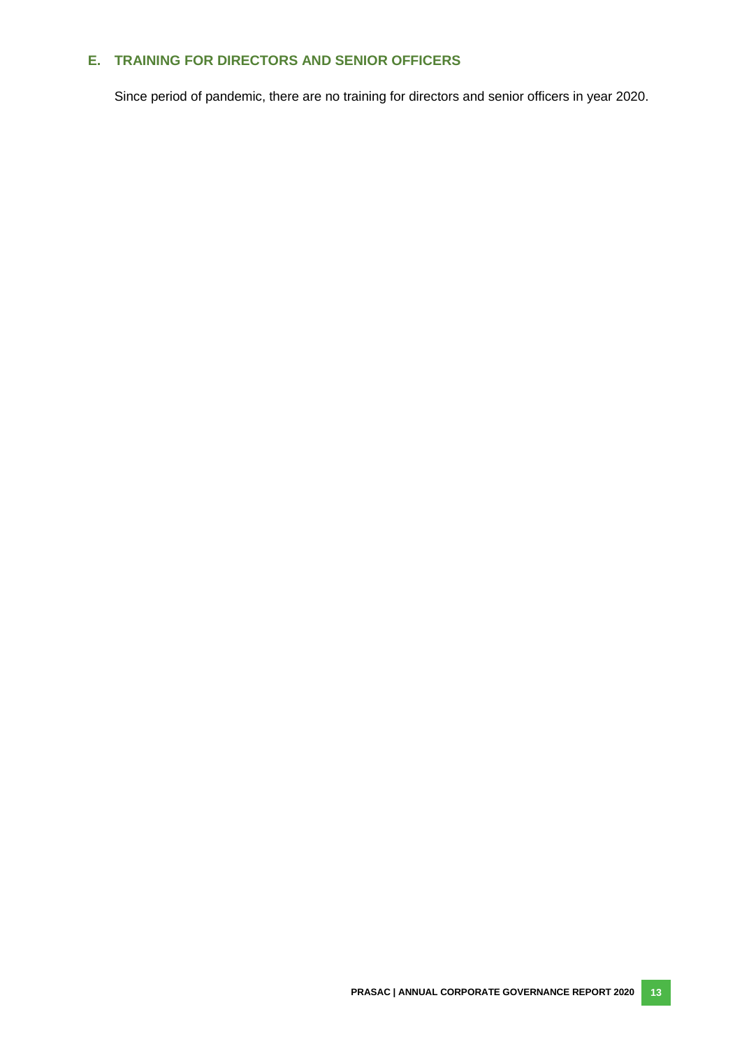## E. TRAINING FOR DIRECTORS AND SENIOR OFFICERS

Since period of pandemic, there are no training for directors and senior officers in year 2020.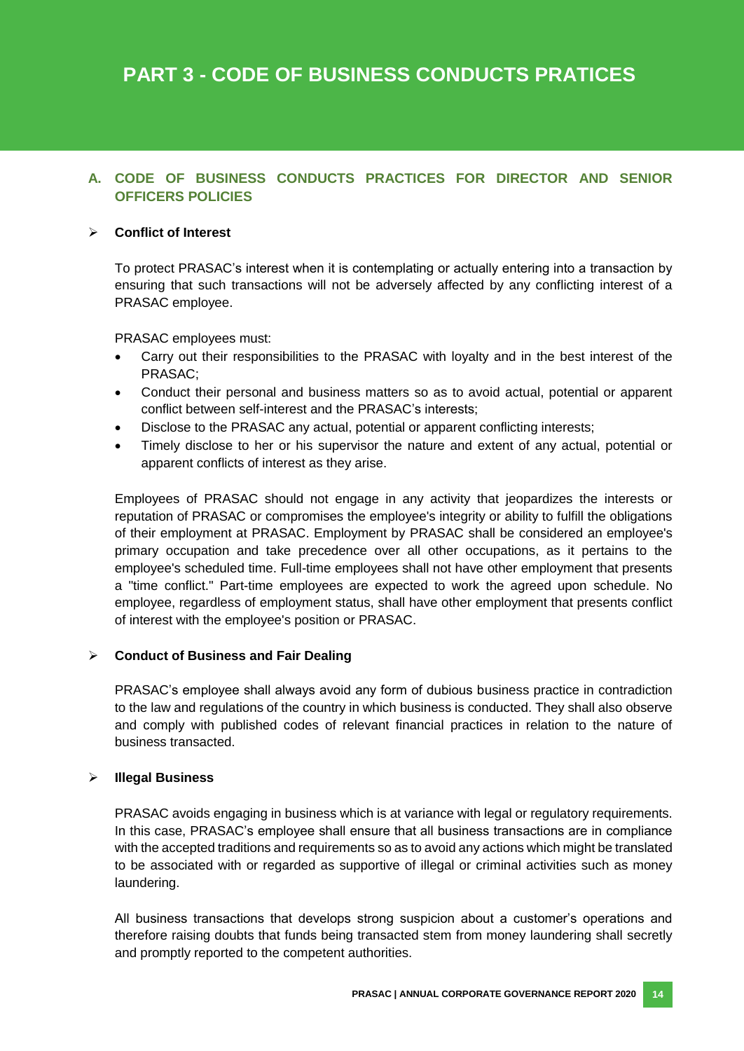# PART 3 - CODE OF BUSINESS CONDUCTS PRATICES

## A. CODE OF BUSINESS CONDUCTS PRACTICES FOR DIRECTOR AND SENIOR OFFICERS POLICIES

### ➢ Conflict of Interest

To protect PRASAC's interest when it is contemplating or actually entering into a transaction by ensuring that such transactions will not be adversely affected by any conflicting interest of a PRASAC employee.

PRASAC employees must:

- Carry out their responsibilities to the PRASAC with loyalty and in the best interest of the PRASAC;
- Conduct their personal and business matters so as to avoid actual, potential or apparent conflict between self-interest and the PRASAC's interests;
- Disclose to the PRASAC any actual, potential or apparent conflicting interests;
- Timely disclose to her or his supervisor the nature and extent of any actual, potential or apparent conflicts of interest as they arise.

Employees of PRASAC should not engage in any activity that jeopardizes the interests or reputation of PRASAC or compromises the employee's integrity or ability to fulfill the obligations of their employment at PRASAC. Employment by PRASAC shall be considered an employee's primary occupation and take precedence over all other occupations, as it pertains to the employee's scheduled time. Full-time employees shall not have other employment that presents a "time conflict." Part-time employees are expected to work the agreed upon schedule. No employee, regardless of employment status, shall have other employment that presents conflict of interest with the employee's position or PRASAC.

### ➢ Conduct of Business and Fair Dealing

PRASAC's employee shall always avoid any form of dubious business practice in contradiction to the law and regulations of the country in which business is conducted. They shall also observe and comply with published codes of relevant financial practices in relation to the nature of business transacted.

### ➢ Illegal Business

PRASAC avoids engaging in business which is at variance with legal or regulatory requirements. In this case, PRASAC's employee shall ensure that all business transactions are in compliance with the accepted traditions and requirements so as to avoid any actions which might be translated to be associated with or regarded as supportive of illegal or criminal activities such as money laundering.

All business transactions that develops strong suspicion about a customer's operations and therefore raising doubts that funds being transacted stem from money laundering shall secretly and promptly reported to the competent authorities.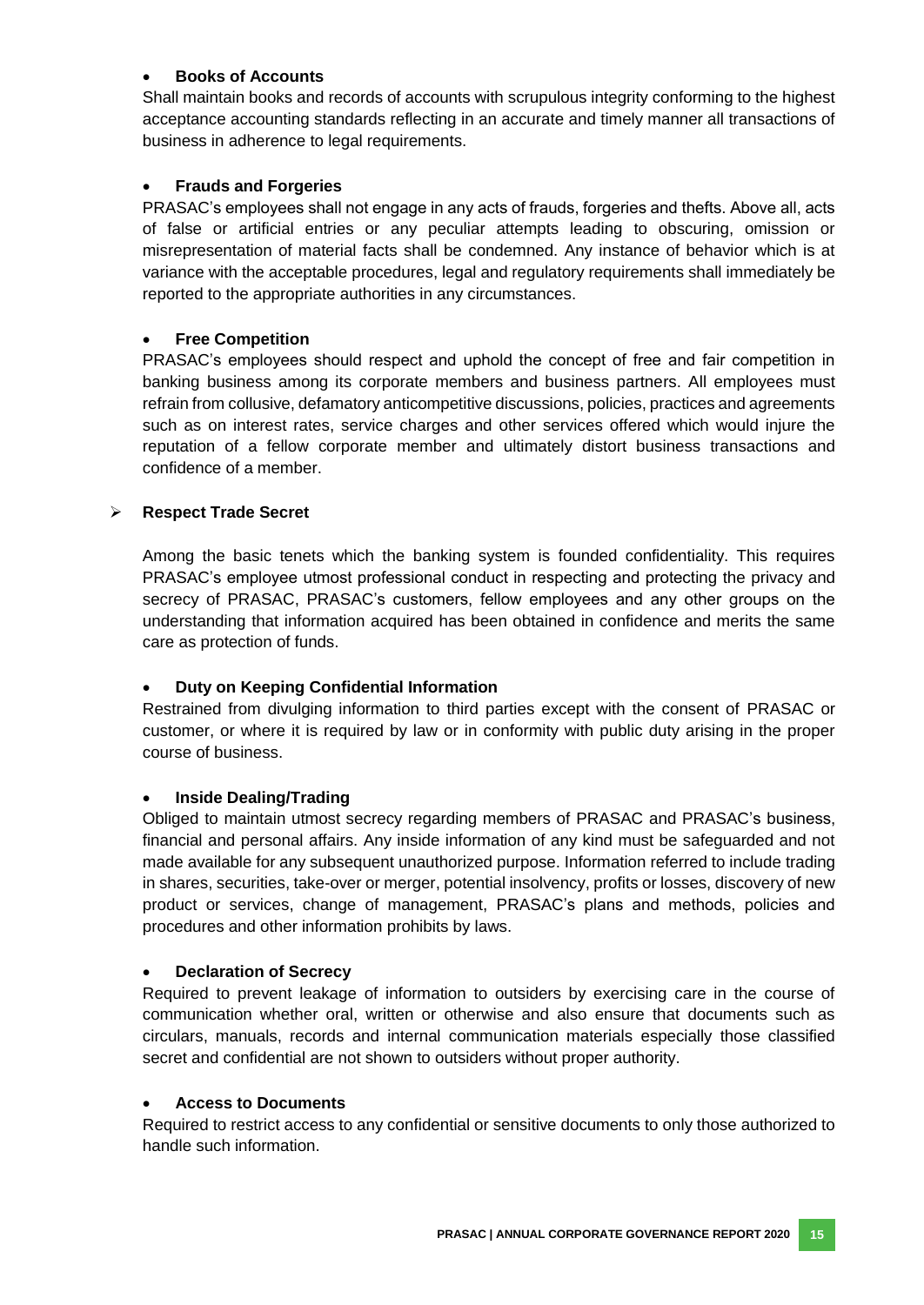- **Books of Accounts**

Shall maintain books and records of accounts with scrupulous integrity conforming to the highest acceptance accounting standards reflecting in an accurate and timely manner all transactions of business in adherence to legal requirements.

- **Frauds and Forgeries**

PRASAC's employees shall not engage in any acts of frauds, forgeries and thefts. Above all, acts of false or artificial entries or any peculiar attempts leading to obscuring, omission or misrepresentation of material facts shall be condemned. Any instance of behavior which is at variance with the acceptable procedures, legal and regulatory requirements shall immediately be reported to the appropriate authorities in any circumstances.

- **Free Competition**

PRASAC's employees should respect and uphold the concept of free and fair competition in banking business among its corporate members and business partners. All employees must refrain from collusive, defamatory anticompetitive discussions, policies, practices and agreements such as on interest rates, service charges and other services offered which would injure the reputation of a fellow corporate member and ultimately distort business transactions and confidence of a member.

- **Respect Trade Secret**

Among the basic tenets which the banking system is founded confidentiality. This requires PRASAC's employee utmost professional conduct in respecting and protecting the privacy and secrecy of PRASAC, PRASAC's customers, fellow employees and any other groups on the understanding that information acquired has been obtained in confidence and merits the same care as protection of funds.

- **Duty on Keeping Confidential Information**

Restrained from divulging information to third parties except with the consent of PRASAC or customer, or where it is required by law or in conformity with public duty arising in the proper course of business.

- **Inside Dealing/Trading**

Obliged to maintain utmost secrecy regarding members of PRASAC and PRASAC's business, financial and personal affairs. Any inside information of any kind must be safeguarded and not made available for any subsequent unauthorized purpose. Information referred to include trading in shares, securities, take-over or merger, potential insolvency, profits or losses, discovery of new product or services, change of management, PRASAC's plans and methods, policies and procedures and other information prohibits by laws.

- **Declaration of Secrecy**

Required to prevent leakage of information to outsiders by exercising care in the course of communication whether oral, written or otherwise and also ensure that documents such as circulars, manuals, records and internal communication materials especially those classified secret and confidential are not shown to outsiders without proper authority.

- **Access to Documents**

Required to restrict access to any confidential or sensitive documents to only those authorized to handle such information.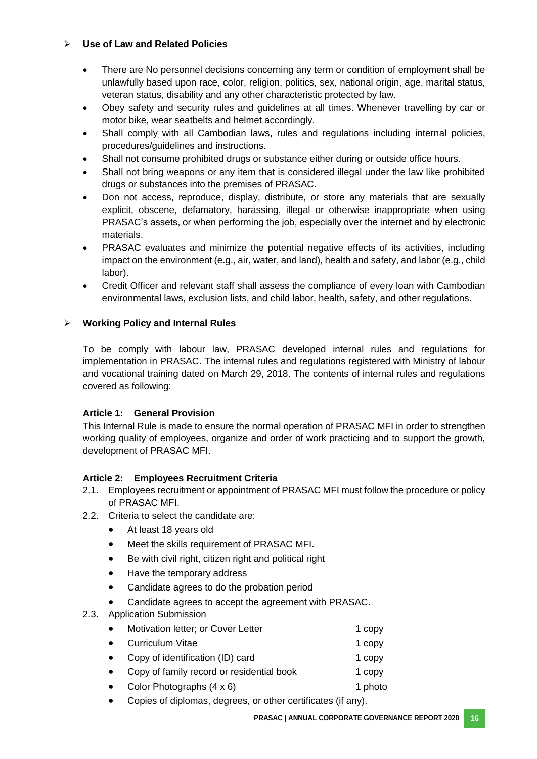- **Use of Law and Related Policies**

  - There are No personnel decisions concerning any term or condition of employment shall be unlawfully based upon race, color, religion, politics, sex, national origin, age, marital status, veteran status, disability and any other characteristic protected by law.
  - Obey safety and security rules and guidelines at all times. Whenever travelling by car or motor bike, wear seatbelts and helmet accordingly.
  - Shall comply with all Cambodian laws, rules and regulations including internal policies, procedures/guidelines and instructions.
  - Shall not consume prohibited drugs or substance either during or outside office hours.
  - Shall not bring weapons or any item that is considered illegal under the law like prohibited drugs or substances into the premises of PRASAC.
  - Don not access, reproduce, display, distribute, or store any materials that are sexually explicit, obscene, defamatory, harassing, illegal or otherwise inappropriate when using PRASAC's assets, or when performing the job, especially over the internet and by electronic materials.
  - PRASAC evaluates and minimize the potential negative effects of its activities, including impact on the environment (e.g., air, water, and land), health and safety, and labor (e.g., child labor).
  - Credit Officer and relevant staff shall assess the compliance of every loan with Cambodian environmental laws, exclusion lists, and child labor, health, safety, and other regulations.

- **Working Policy and Internal Rules**

  To be comply with labour law, PRASAC developed internal rules and regulations for implementation in PRASAC. The internal rules and regulations registered with Ministry of labour and vocational training dated on March 29, 2018. The contents of internal rules and regulations covered as following:

  **Article 1: General Provision**
  This Internal Rule is made to ensure the normal operation of PRASAC MFI in order to strengthen working quality of employees, organize and order of work practicing and to support the growth, development of PRASAC MFI.

  **Article 2: Employees Recruitment Criteria**

  2.1. Employees recruitment or appointment of PRASAC MFI must follow the procedure or policy of PRASAC MFI.

  2.2. Criteria to select the candidate are:
  - At least 18 years old
  - Meet the skills requirement of PRASAC MFI.
  - Be with civil right, citizen right and political right
  - Have the temporary address
  - Candidate agrees to do the probation period
  - Candidate agrees to accept the agreement with PRASAC.

  2.3. Application Submission
  - Motivation letter; or Cover Letter — 1 copy
  - Curriculum Vitae — 1 copy
  - Copy of identification (ID) card — 1 copy
  - Copy of family record or residential book — 1 copy
  - Color Photographs (4 x 6) — 1 photo
  - Copies of diplomas, degrees, or other certificates (if any).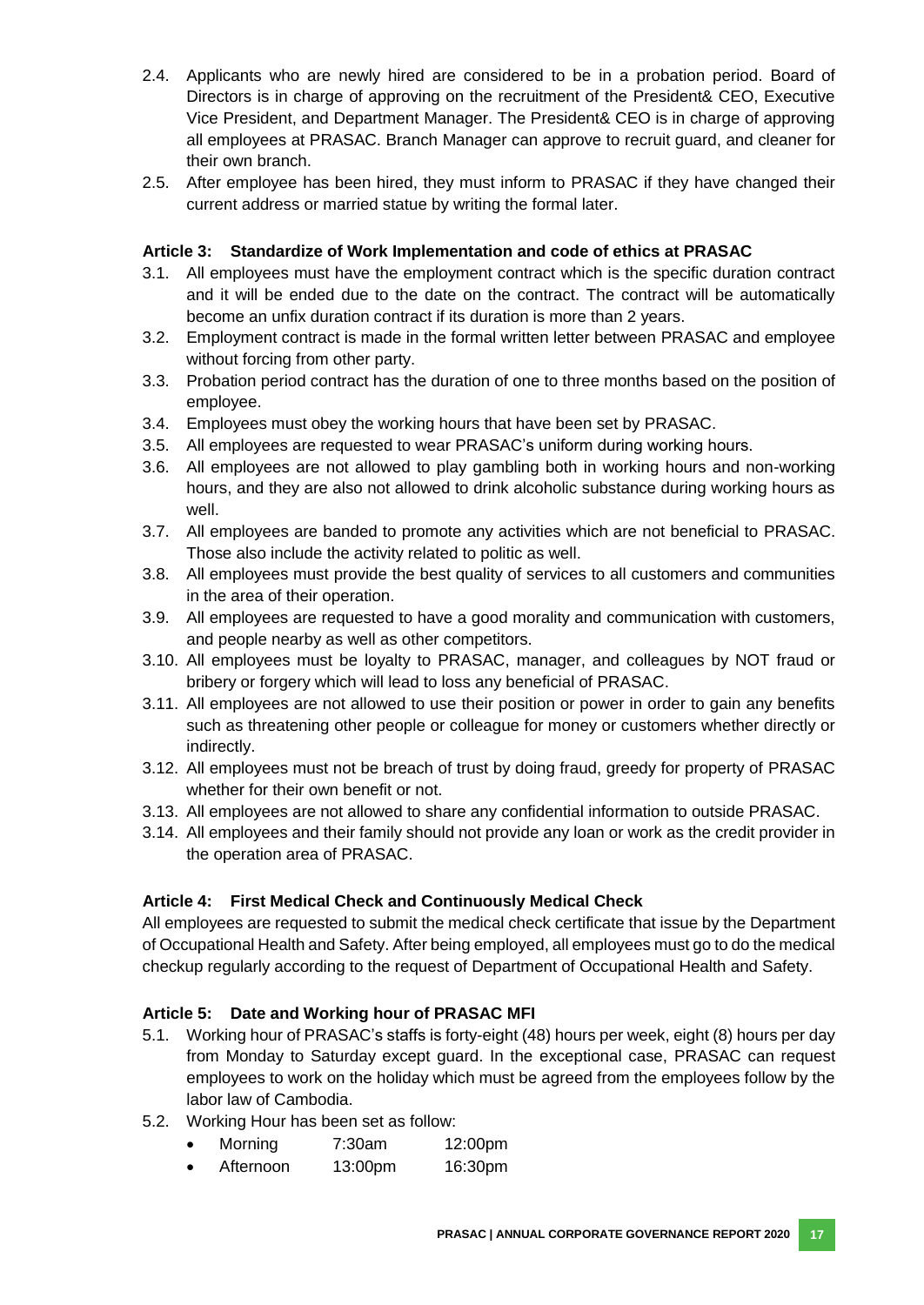2.4. Applicants who are newly hired are considered to be in a probation period. Board of Directors is in charge of approving on the recruitment of the President& CEO, Executive Vice President, and Department Manager. The President& CEO is in charge of approving all employees at PRASAC. Branch Manager can approve to recruit guard, and cleaner for their own branch.

2.5. After employee has been hired, they must inform to PRASAC if they have changed their current address or married statue by writing the formal later.

**Article 3: Standardize of Work Implementation and code of ethics at PRASAC**

3.1. All employees must have the employment contract which is the specific duration contract and it will be ended due to the date on the contract. The contract will be automatically become an unfix duration contract if its duration is more than 2 years.

3.2. Employment contract is made in the formal written letter between PRASAC and employee without forcing from other party.

3.3. Probation period contract has the duration of one to three months based on the position of employee.

3.4. Employees must obey the working hours that have been set by PRASAC.

3.5. All employees are requested to wear PRASAC's uniform during working hours.

3.6. All employees are not allowed to play gambling both in working hours and non-working hours, and they are also not allowed to drink alcoholic substance during working hours as well.

3.7. All employees are banded to promote any activities which are not beneficial to PRASAC. Those also include the activity related to politic as well.

3.8. All employees must provide the best quality of services to all customers and communities in the area of their operation.

3.9. All employees are requested to have a good morality and communication with customers, and people nearby as well as other competitors.

3.10. All employees must be loyalty to PRASAC, manager, and colleagues by NOT fraud or bribery or forgery which will lead to loss any beneficial of PRASAC.

3.11. All employees are not allowed to use their position or power in order to gain any benefits such as threatening other people or colleague for money or customers whether directly or indirectly.

3.12. All employees must not be breach of trust by doing fraud, greedy for property of PRASAC whether for their own benefit or not.

3.13. All employees are not allowed to share any confidential information to outside PRASAC.

3.14. All employees and their family should not provide any loan or work as the credit provider in the operation area of PRASAC.

**Article 4: First Medical Check and Continuously Medical Check**

All employees are requested to submit the medical check certificate that issue by the Department of Occupational Health and Safety. After being employed, all employees must go to do the medical checkup regularly according to the request of Department of Occupational Health and Safety.

**Article 5: Date and Working hour of PRASAC MFI**

5.1. Working hour of PRASAC's staffs is forty-eight (48) hours per week, eight (8) hours per day from Monday to Saturday except guard. In the exceptional case, PRASAC can request employees to work on the holiday which must be agreed from the employees follow by the labor law of Cambodia.

5.2. Working Hour has been set as follow:

- Morning 7:30am 12:00pm
- Afternoon 13:00pm 16:30pm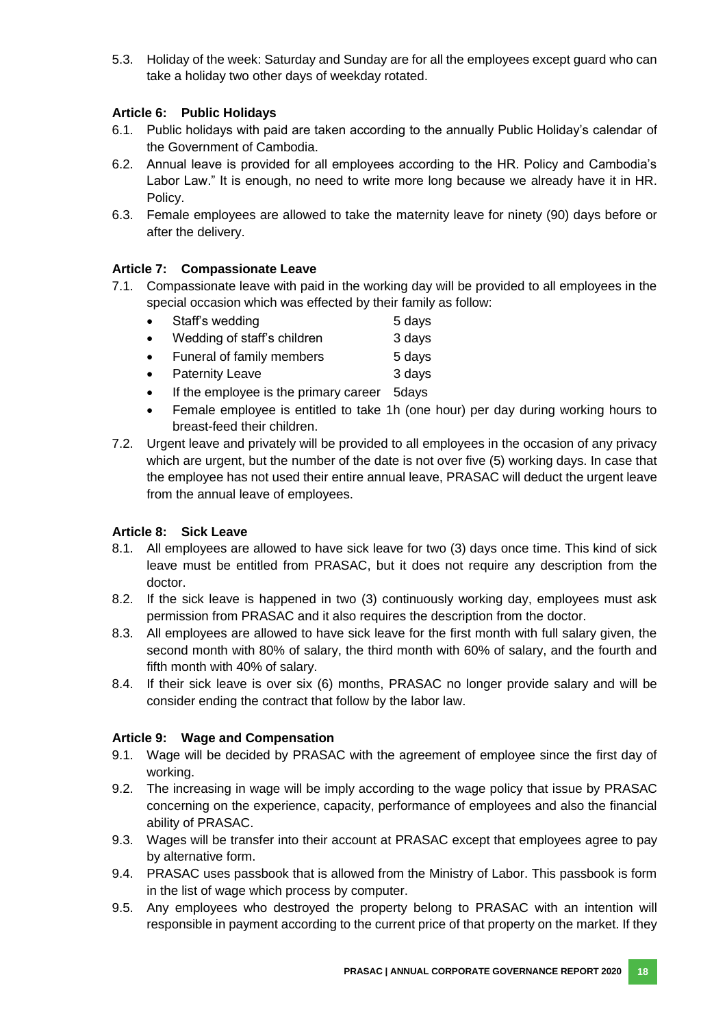5.3. Holiday of the week: Saturday and Sunday are for all the employees except guard who can take a holiday two other days of weekday rotated.

### Article 6: Public Holidays

6.1. Public holidays with paid are taken according to the annually Public Holiday's calendar of the Government of Cambodia.

6.2. Annual leave is provided for all employees according to the HR. Policy and Cambodia's Labor Law." It is enough, no need to write more long because we already have it in HR. Policy.

6.3. Female employees are allowed to take the maternity leave for ninety (90) days before or after the delivery.

### Article 7: Compassionate Leave

7.1. Compassionate leave with paid in the working day will be provided to all employees in the special occasion which was effected by their family as follow:

- Staff's wedding 5 days
- Wedding of staff's children 3 days
- Funeral of family members 5 days
- Paternity Leave 3 days
- If the employee is the primary career 5days
- Female employee is entitled to take 1h (one hour) per day during working hours to breast-feed their children.

7.2. Urgent leave and privately will be provided to all employees in the occasion of any privacy which are urgent, but the number of the date is not over five (5) working days. In case that the employee has not used their entire annual leave, PRASAC will deduct the urgent leave from the annual leave of employees.

### Article 8: Sick Leave

8.1. All employees are allowed to have sick leave for two (3) days once time. This kind of sick leave must be entitled from PRASAC, but it does not require any description from the doctor.

8.2. If the sick leave is happened in two (3) continuously working day, employees must ask permission from PRASAC and it also requires the description from the doctor.

8.3. All employees are allowed to have sick leave for the first month with full salary given, the second month with 80% of salary, the third month with 60% of salary, and the fourth and fifth month with 40% of salary.

8.4. If their sick leave is over six (6) months, PRASAC no longer provide salary and will be consider ending the contract that follow by the labor law.

### Article 9: Wage and Compensation

9.1. Wage will be decided by PRASAC with the agreement of employee since the first day of working.

9.2. The increasing in wage will be imply according to the wage policy that issue by PRASAC concerning on the experience, capacity, performance of employees and also the financial ability of PRASAC.

9.3. Wages will be transfer into their account at PRASAC except that employees agree to pay by alternative form.

9.4. PRASAC uses passbook that is allowed from the Ministry of Labor. This passbook is form in the list of wage which process by computer.

9.5. Any employees who destroyed the property belong to PRASAC with an intention will responsible in payment according to the current price of that property on the market. If they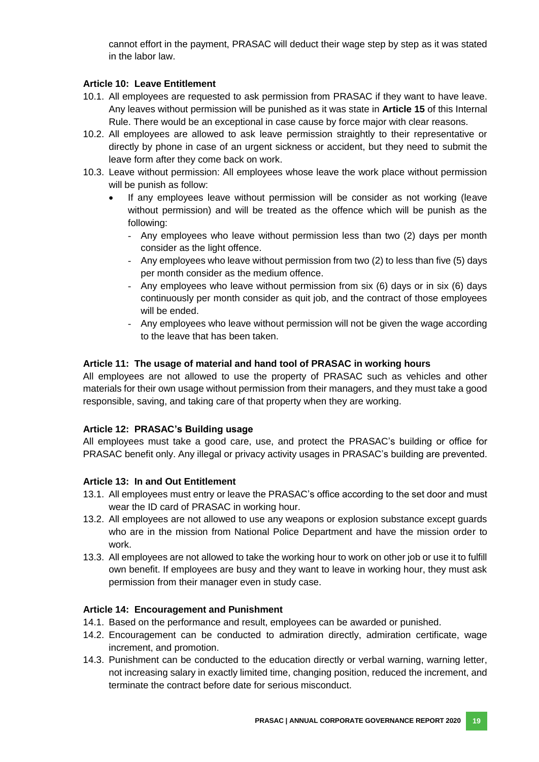cannot effort in the payment, PRASAC will deduct their wage step by step as it was stated in the labor law.

**Article 10: Leave Entitlement**

10.1. All employees are requested to ask permission from PRASAC if they want to have leave. Any leaves without permission will be punished as it was state in **Article 15** of this Internal Rule. There would be an exceptional in case cause by force major with clear reasons.

10.2. All employees are allowed to ask leave permission straightly to their representative or directly by phone in case of an urgent sickness or accident, but they need to submit the leave form after they come back on work.

10.3. Leave without permission: All employees whose leave the work place without permission will be punish as follow:

- If any employees leave without permission will be consider as not working (leave without permission) and will be treated as the offence which will be punish as the following:
  - Any employees who leave without permission less than two (2) days per month consider as the light offence.
  - Any employees who leave without permission from two (2) to less than five (5) days per month consider as the medium offence.
  - Any employees who leave without permission from six (6) days or in six (6) days continuously per month consider as quit job, and the contract of those employees will be ended.
  - Any employees who leave without permission will not be given the wage according to the leave that has been taken.

**Article 11: The usage of material and hand tool of PRASAC in working hours**

All employees are not allowed to use the property of PRASAC such as vehicles and other materials for their own usage without permission from their managers, and they must take a good responsible, saving, and taking care of that property when they are working.

**Article 12: PRASAC's Building usage**

All employees must take a good care, use, and protect the PRASAC's building or office for PRASAC benefit only. Any illegal or privacy activity usages in PRASAC's building are prevented.

**Article 13: In and Out Entitlement**

13.1. All employees must entry or leave the PRASAC's office according to the set door and must wear the ID card of PRASAC in working hour.

13.2. All employees are not allowed to use any weapons or explosion substance except guards who are in the mission from National Police Department and have the mission order to work.

13.3. All employees are not allowed to take the working hour to work on other job or use it to fulfill own benefit. If employees are busy and they want to leave in working hour, they must ask permission from their manager even in study case.

**Article 14: Encouragement and Punishment**

14.1. Based on the performance and result, employees can be awarded or punished.

14.2. Encouragement can be conducted to admiration directly, admiration certificate, wage increment, and promotion.

14.3. Punishment can be conducted to the education directly or verbal warning, warning letter, not increasing salary in exactly limited time, changing position, reduced the increment, and terminate the contract before date for serious misconduct.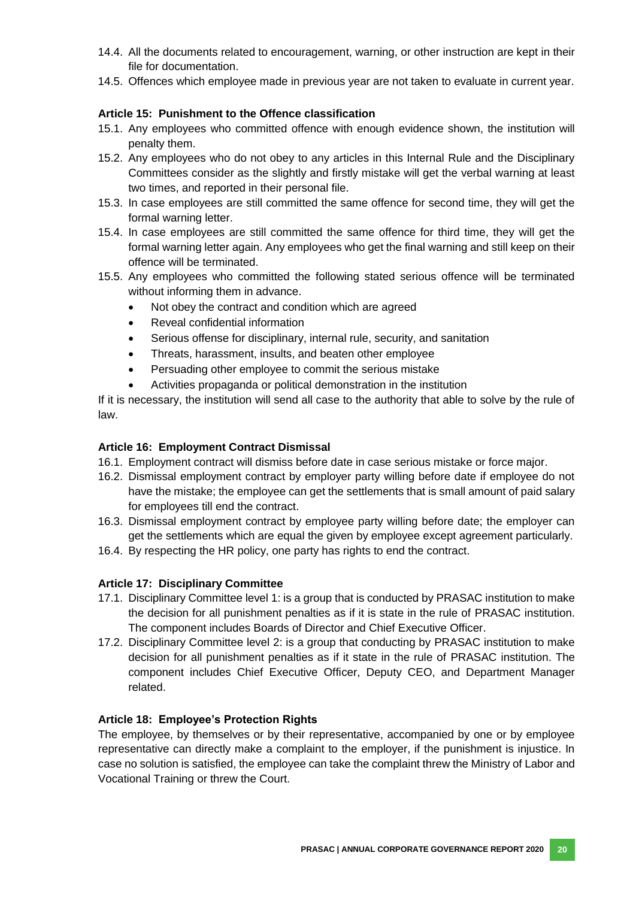14.4. All the documents related to encouragement, warning, or other instruction are kept in their file for documentation.

14.5. Offences which employee made in previous year are not taken to evaluate in current year.

**Article 15: Punishment to the Offence classification**

15.1. Any employees who committed offence with enough evidence shown, the institution will penalty them.

15.2. Any employees who do not obey to any articles in this Internal Rule and the Disciplinary Committees consider as the slightly and firstly mistake will get the verbal warning at least two times, and reported in their personal file.

15.3. In case employees are still committed the same offence for second time, they will get the formal warning letter.

15.4. In case employees are still committed the same offence for third time, they will get the formal warning letter again. Any employees who get the final warning and still keep on their offence will be terminated.

15.5. Any employees who committed the following stated serious offence will be terminated without informing them in advance.

- Not obey the contract and condition which are agreed
- Reveal confidential information
- Serious offense for disciplinary, internal rule, security, and sanitation
- Threats, harassment, insults, and beaten other employee
- Persuading other employee to commit the serious mistake
- Activities propaganda or political demonstration in the institution

If it is necessary, the institution will send all case to the authority that able to solve by the rule of law.

**Article 16: Employment Contract Dismissal**

16.1. Employment contract will dismiss before date in case serious mistake or force major.

16.2. Dismissal employment contract by employer party willing before date if employee do not have the mistake; the employee can get the settlements that is small amount of paid salary for employees till end the contract.

16.3. Dismissal employment contract by employee party willing before date; the employer can get the settlements which are equal the given by employee except agreement particularly.

16.4. By respecting the HR policy, one party has rights to end the contract.

**Article 17: Disciplinary Committee**

17.1. Disciplinary Committee level 1: is a group that is conducted by PRASAC institution to make the decision for all punishment penalties as if it is state in the rule of PRASAC institution. The component includes Boards of Director and Chief Executive Officer.

17.2. Disciplinary Committee level 2: is a group that conducting by PRASAC institution to make decision for all punishment penalties as if it state in the rule of PRASAC institution. The component includes Chief Executive Officer, Deputy CEO, and Department Manager related.

**Article 18: Employee's Protection Rights**

The employee, by themselves or by their representative, accompanied by one or by employee representative can directly make a complaint to the employer, if the punishment is injustice. In case no solution is satisfied, the employee can take the complaint threw the Ministry of Labor and Vocational Training or threw the Court.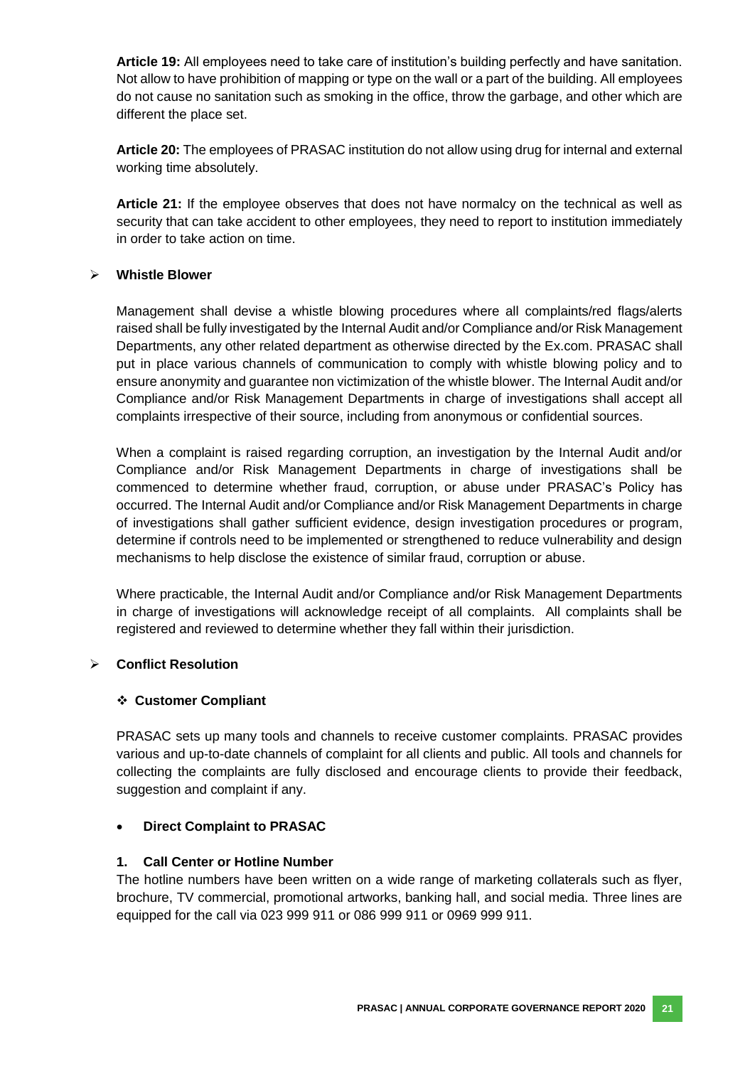**Article 19:** All employees need to take care of institution's building perfectly and have sanitation. Not allow to have prohibition of mapping or type on the wall or a part of the building. All employees do not cause no sanitation such as smoking in the office, throw the garbage, and other which are different the place set.

**Article 20:** The employees of PRASAC institution do not allow using drug for internal and external working time absolutely.

**Article 21:** If the employee observes that does not have normalcy on the technical as well as security that can take accident to other employees, they need to report to institution immediately in order to take action on time.

- **Whistle Blower**

Management shall devise a whistle blowing procedures where all complaints/red flags/alerts raised shall be fully investigated by the Internal Audit and/or Compliance and/or Risk Management Departments, any other related department as otherwise directed by the Ex.com. PRASAC shall put in place various channels of communication to comply with whistle blowing policy and to ensure anonymity and guarantee non victimization of the whistle blower. The Internal Audit and/or Compliance and/or Risk Management Departments in charge of investigations shall accept all complaints irrespective of their source, including from anonymous or confidential sources.

When a complaint is raised regarding corruption, an investigation by the Internal Audit and/or Compliance and/or Risk Management Departments in charge of investigations shall be commenced to determine whether fraud, corruption, or abuse under PRASAC's Policy has occurred. The Internal Audit and/or Compliance and/or Risk Management Departments in charge of investigations shall gather sufficient evidence, design investigation procedures or program, determine if controls need to be implemented or strengthened to reduce vulnerability and design mechanisms to help disclose the existence of similar fraud, corruption or abuse.

Where practicable, the Internal Audit and/or Compliance and/or Risk Management Departments in charge of investigations will acknowledge receipt of all complaints. All complaints shall be registered and reviewed to determine whether they fall within their jurisdiction.

- **Conflict Resolution**

  - **Customer Compliant**

PRASAC sets up many tools and channels to receive customer complaints. PRASAC provides various and up-to-date channels of complaint for all clients and public. All tools and channels for collecting the complaints are fully disclosed and encourage clients to provide their feedback, suggestion and complaint if any.

- **Direct Complaint to PRASAC**

**1. Call Center or Hotline Number**

The hotline numbers have been written on a wide range of marketing collaterals such as flyer, brochure, TV commercial, promotional artworks, banking hall, and social media. Three lines are equipped for the call via 023 999 911 or 086 999 911 or 0969 999 911.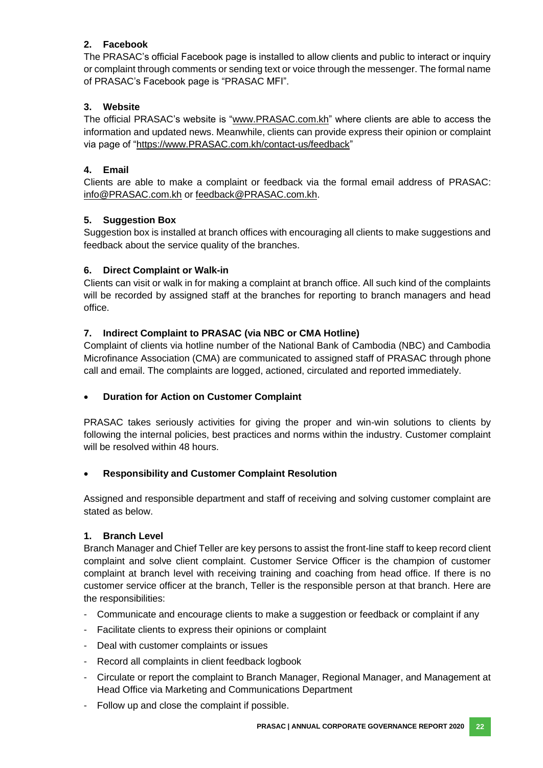**2. Facebook**

The PRASAC's official Facebook page is installed to allow clients and public to interact or inquiry or complaint through comments or sending text or voice through the messenger. The formal name of PRASAC's Facebook page is "PRASAC MFI".

**3. Website**

The official PRASAC's website is "www.PRASAC.com.kh" where clients are able to access the information and updated news. Meanwhile, clients can provide express their opinion or complaint via page of "https://www.PRASAC.com.kh/contact-us/feedback"

**4. Email**

Clients are able to make a complaint or feedback via the formal email address of PRASAC: info@PRASAC.com.kh or feedback@PRASAC.com.kh.

**5. Suggestion Box**

Suggestion box is installed at branch offices with encouraging all clients to make suggestions and feedback about the service quality of the branches.

**6. Direct Complaint or Walk-in**

Clients can visit or walk in for making a complaint at branch office. All such kind of the complaints will be recorded by assigned staff at the branches for reporting to branch managers and head office.

**7. Indirect Complaint to PRASAC (via NBC or CMA Hotline)**

Complaint of clients via hotline number of the National Bank of Cambodia (NBC) and Cambodia Microfinance Association (CMA) are communicated to assigned staff of PRASAC through phone call and email. The complaints are logged, actioned, circulated and reported immediately.

- **Duration for Action on Customer Complaint**

PRASAC takes seriously activities for giving the proper and win-win solutions to clients by following the internal policies, best practices and norms within the industry. Customer complaint will be resolved within 48 hours.

- **Responsibility and Customer Complaint Resolution**

Assigned and responsible department and staff of receiving and solving customer complaint are stated as below.

**1. Branch Level**

Branch Manager and Chief Teller are key persons to assist the front-line staff to keep record client complaint and solve client complaint. Customer Service Officer is the champion of customer complaint at branch level with receiving training and coaching from head office. If there is no customer service officer at the branch, Teller is the responsible person at that branch. Here are the responsibilities:

- Communicate and encourage clients to make a suggestion or feedback or complaint if any
- Facilitate clients to express their opinions or complaint
- Deal with customer complaints or issues
- Record all complaints in client feedback logbook
- Circulate or report the complaint to Branch Manager, Regional Manager, and Management at Head Office via Marketing and Communications Department
- Follow up and close the complaint if possible.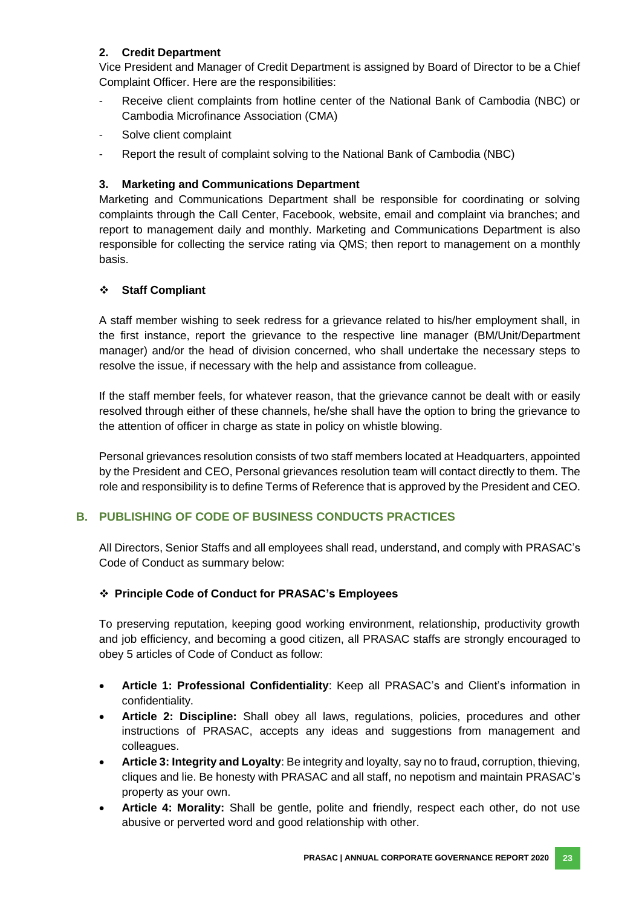### 2. Credit Department

Vice President and Manager of Credit Department is assigned by Board of Director to be a Chief Complaint Officer. Here are the responsibilities:

- Receive client complaints from hotline center of the National Bank of Cambodia (NBC) or Cambodia Microfinance Association (CMA)
- Solve client complaint
- Report the result of complaint solving to the National Bank of Cambodia (NBC)

### 3. Marketing and Communications Department

Marketing and Communications Department shall be responsible for coordinating or solving complaints through the Call Center, Facebook, website, email and complaint via branches; and report to management daily and monthly. Marketing and Communications Department is also responsible for collecting the service rating via QMS; then report to management on a monthly basis.

❖ **Staff Compliant**

A staff member wishing to seek redress for a grievance related to his/her employment shall, in the first instance, report the grievance to the respective line manager (BM/Unit/Department manager) and/or the head of division concerned, who shall undertake the necessary steps to resolve the issue, if necessary with the help and assistance from colleague.

If the staff member feels, for whatever reason, that the grievance cannot be dealt with or easily resolved through either of these channels, he/she shall have the option to bring the grievance to the attention of officer in charge as state in policy on whistle blowing.

Personal grievances resolution consists of two staff members located at Headquarters, appointed by the President and CEO, Personal grievances resolution team will contact directly to them. The role and responsibility is to define Terms of Reference that is approved by the President and CEO.

## B. PUBLISHING OF CODE OF BUSINESS CONDUCTS PRACTICES

All Directors, Senior Staffs and all employees shall read, understand, and comply with PRASAC's Code of Conduct as summary below:

❖ **Principle Code of Conduct for PRASAC's Employees**

To preserving reputation, keeping good working environment, relationship, productivity growth and job efficiency, and becoming a good citizen, all PRASAC staffs are strongly encouraged to obey 5 articles of Code of Conduct as follow:

- **Article 1: Professional Confidentiality**: Keep all PRASAC's and Client's information in confidentiality.
- **Article 2: Discipline:** Shall obey all laws, regulations, policies, procedures and other instructions of PRASAC, accepts any ideas and suggestions from management and colleagues.
- **Article 3: Integrity and Loyalty**: Be integrity and loyalty, say no to fraud, corruption, thieving, cliques and lie. Be honesty with PRASAC and all staff, no nepotism and maintain PRASAC's property as your own.
- **Article 4: Morality:** Shall be gentle, polite and friendly, respect each other, do not use abusive or perverted word and good relationship with other.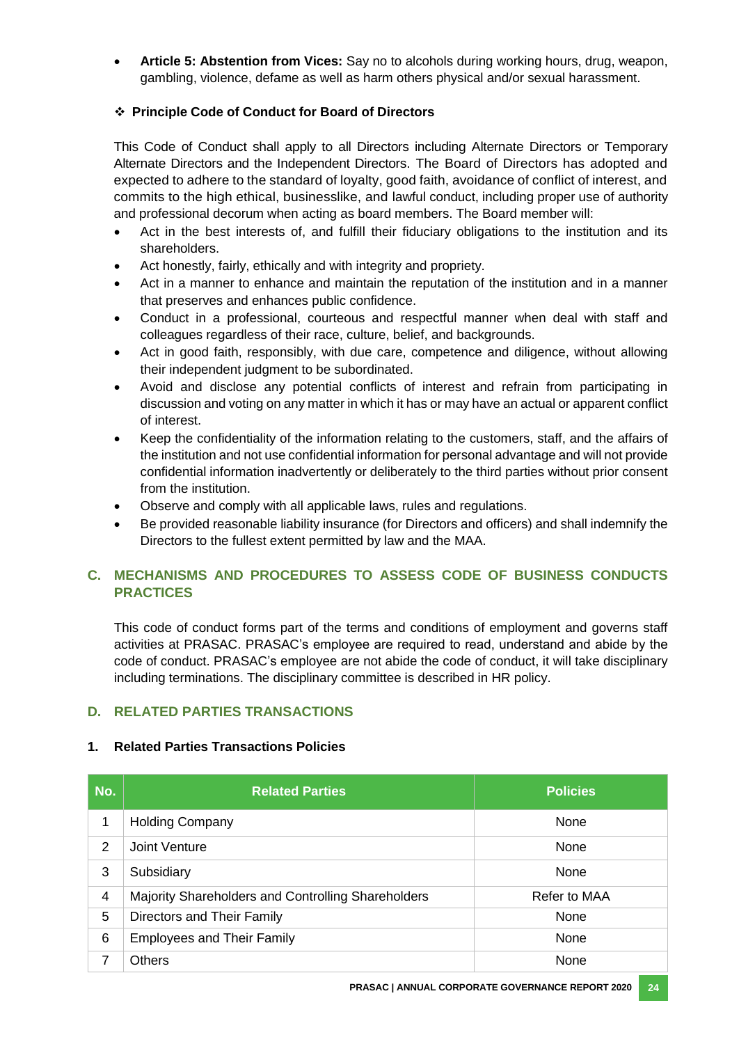- **Article 5: Abstention from Vices:** Say no to alcohols during working hours, drug, weapon, gambling, violence, defame as well as harm others physical and/or sexual harassment.

❖ **Principle Code of Conduct for Board of Directors**

This Code of Conduct shall apply to all Directors including Alternate Directors or Temporary Alternate Directors and the Independent Directors. The Board of Directors has adopted and expected to adhere to the standard of loyalty, good faith, avoidance of conflict of interest, and commits to the high ethical, businesslike, and lawful conduct, including proper use of authority and professional decorum when acting as board members. The Board member will:

- Act in the best interests of, and fulfill their fiduciary obligations to the institution and its shareholders.
- Act honestly, fairly, ethically and with integrity and propriety.
- Act in a manner to enhance and maintain the reputation of the institution and in a manner that preserves and enhances public confidence.
- Conduct in a professional, courteous and respectful manner when deal with staff and colleagues regardless of their race, culture, belief, and backgrounds.
- Act in good faith, responsibly, with due care, competence and diligence, without allowing their independent judgment to be subordinated.
- Avoid and disclose any potential conflicts of interest and refrain from participating in discussion and voting on any matter in which it has or may have an actual or apparent conflict of interest.
- Keep the confidentiality of the information relating to the customers, staff, and the affairs of the institution and not use confidential information for personal advantage and will not provide confidential information inadvertently or deliberately to the third parties without prior consent from the institution.
- Observe and comply with all applicable laws, rules and regulations.
- Be provided reasonable liability insurance (for Directors and officers) and shall indemnify the Directors to the fullest extent permitted by law and the MAA.

## C. MECHANISMS AND PROCEDURES TO ASSESS CODE OF BUSINESS CONDUCTS PRACTICES

This code of conduct forms part of the terms and conditions of employment and governs staff activities at PRASAC. PRASAC's employee are required to read, understand and abide by the code of conduct. PRASAC's employee are not abide the code of conduct, it will take disciplinary including terminations. The disciplinary committee is described in HR policy.

## D. RELATED PARTIES TRANSACTIONS

### 1. Related Parties Transactions Policies

| No. | Related Parties | Policies |
|---|---|---|
| 1 | Holding Company | None |
| 2 | Joint Venture | None |
| 3 | Subsidiary | None |
| 4 | Majority Shareholders and Controlling Shareholders | Refer to MAA |
| 5 | Directors and Their Family | None |
| 6 | Employees and Their Family | None |
| 7 | Others | None |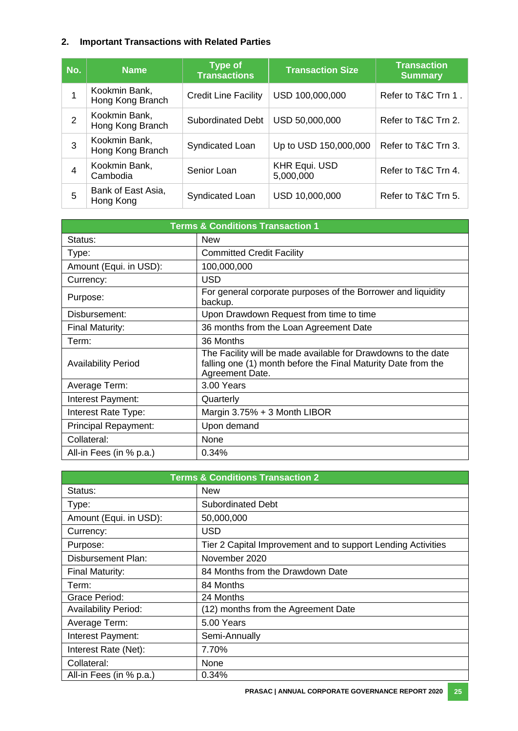## 2. Important Transactions with Related Parties

| No. | Name | Type of Transactions | Transaction Size | Transaction Summary |
|---|---|---|---|---|
| 1 | Kookmin Bank, Hong Kong Branch | Credit Line Facility | USD 100,000,000 | Refer to T&C Trn 1 . |
| 2 | Kookmin Bank, Hong Kong Branch | Subordinated Debt | USD 50,000,000 | Refer to T&C Trn 2. |
| 3 | Kookmin Bank, Hong Kong Branch | Syndicated Loan | Up to USD 150,000,000 | Refer to T&C Trn 3. |
| 4 | Kookmin Bank, Cambodia | Senior Loan | KHR Equi. USD 5,000,000 | Refer to T&C Trn 4. |
| 5 | Bank of East Asia, Hong Kong | Syndicated Loan | USD 10,000,000 | Refer to T&C Trn 5. |

| Terms & Conditions Transaction 1 | |
|---|---|
| Status: | New |
| Type: | Committed Credit Facility |
| Amount (Equi. in USD): | 100,000,000 |
| Currency: | USD |
| Purpose: | For general corporate purposes of the Borrower and liquidity backup. |
| Disbursement: | Upon Drawdown Request from time to time |
| Final Maturity: | 36 months from the Loan Agreement Date |
| Term: | 36 Months |
| Availability Period | The Facility will be made available for Drawdowns to the date falling one (1) month before the Final Maturity Date from the Agreement Date. |
| Average Term: | 3.00 Years |
| Interest Payment: | Quarterly |
| Interest Rate Type: | Margin 3.75% + 3 Month LIBOR |
| Principal Repayment: | Upon demand |
| Collateral: | None |
| All-in Fees (in % p.a.) | 0.34% |

| Terms & Conditions Transaction 2 | |
|---|---|
| Status: | New |
| Type: | Subordinated Debt |
| Amount (Equi. in USD): | 50,000,000 |
| Currency: | USD |
| Purpose: | Tier 2 Capital Improvement and to support Lending Activities |
| Disbursement Plan: | November 2020 |
| Final Maturity: | 84 Months from the Drawdown Date |
| Term: | 84 Months |
| Grace Period: | 24 Months |
| Availability Period: | (12) months from the Agreement Date |
| Average Term: | 5.00 Years |
| Interest Payment: | Semi-Annually |
| Interest Rate (Net): | 7.70% |
| Collateral: | None |
| All-in Fees (in % p.a.) | 0.34% |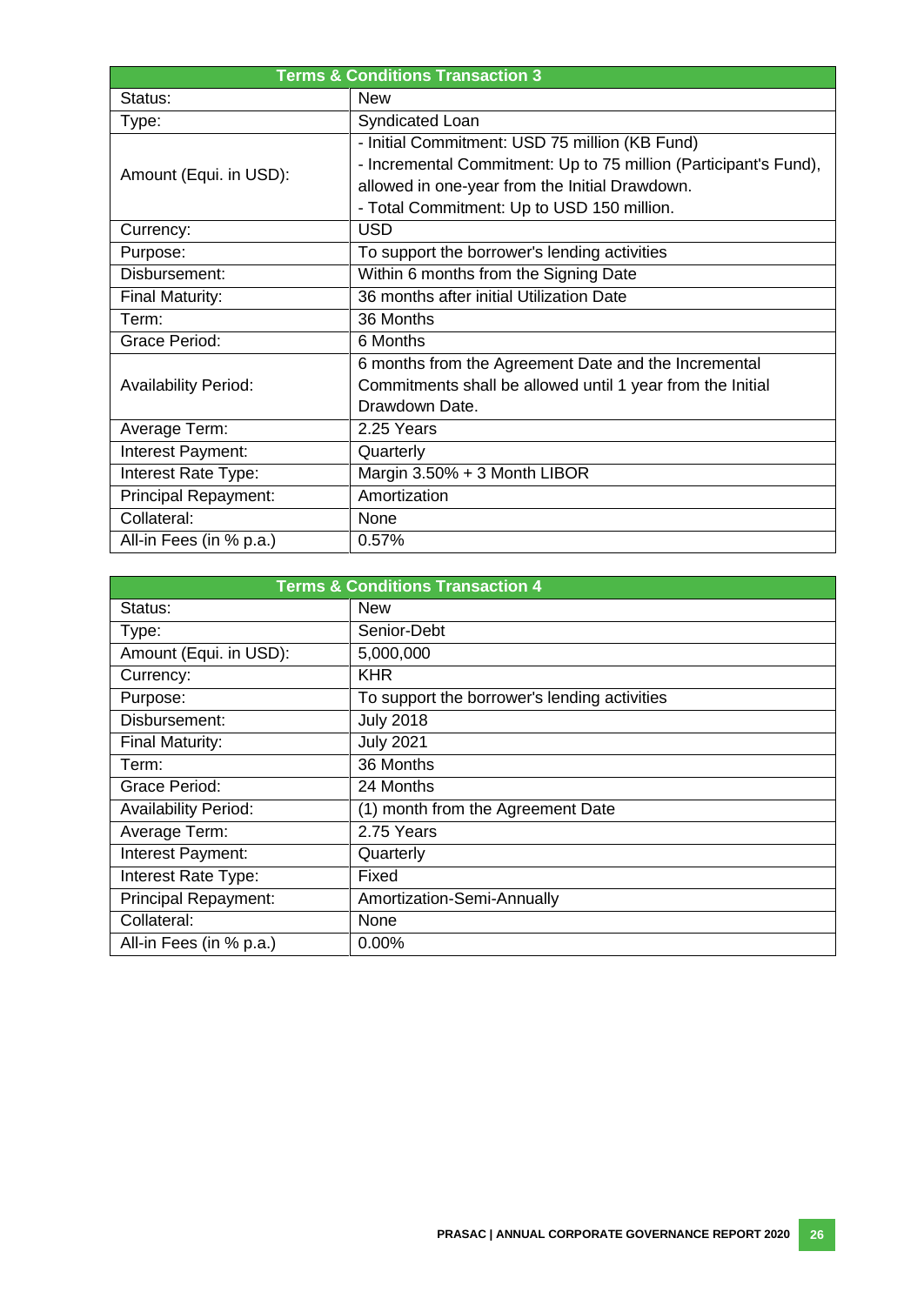| Terms & Conditions Transaction 3 | |
|---|---|
| Status: | New |
| Type: | Syndicated Loan |
| Amount (Equi. in USD): | - Initial Commitment: USD 75 million (KB Fund)<br>- Incremental Commitment: Up to 75 million (Participant's Fund), allowed in one-year from the Initial Drawdown.<br>- Total Commitment: Up to USD 150 million. |
| Currency: | USD |
| Purpose: | To support the borrower's lending activities |
| Disbursement: | Within 6 months from the Signing Date |
| Final Maturity: | 36 months after initial Utilization Date |
| Term: | 36 Months |
| Grace Period: | 6 Months |
| Availability Period: | 6 months from the Agreement Date and the Incremental Commitments shall be allowed until 1 year from the Initial Drawdown Date. |
| Average Term: | 2.25 Years |
| Interest Payment: | Quarterly |
| Interest Rate Type: | Margin 3.50% + 3 Month LIBOR |
| Principal Repayment: | Amortization |
| Collateral: | None |
| All-in Fees (in % p.a.) | 0.57% |

| Terms & Conditions Transaction 4 | |
|---|---|
| Status: | New |
| Type: | Senior-Debt |
| Amount (Equi. in USD): | 5,000,000 |
| Currency: | KHR |
| Purpose: | To support the borrower's lending activities |
| Disbursement: | July 2018 |
| Final Maturity: | July 2021 |
| Term: | 36 Months |
| Grace Period: | 24 Months |
| Availability Period: | (1) month from the Agreement Date |
| Average Term: | 2.75 Years |
| Interest Payment: | Quarterly |
| Interest Rate Type: | Fixed |
| Principal Repayment: | Amortization-Semi-Annually |
| Collateral: | None |
| All-in Fees (in % p.a.) | 0.00% |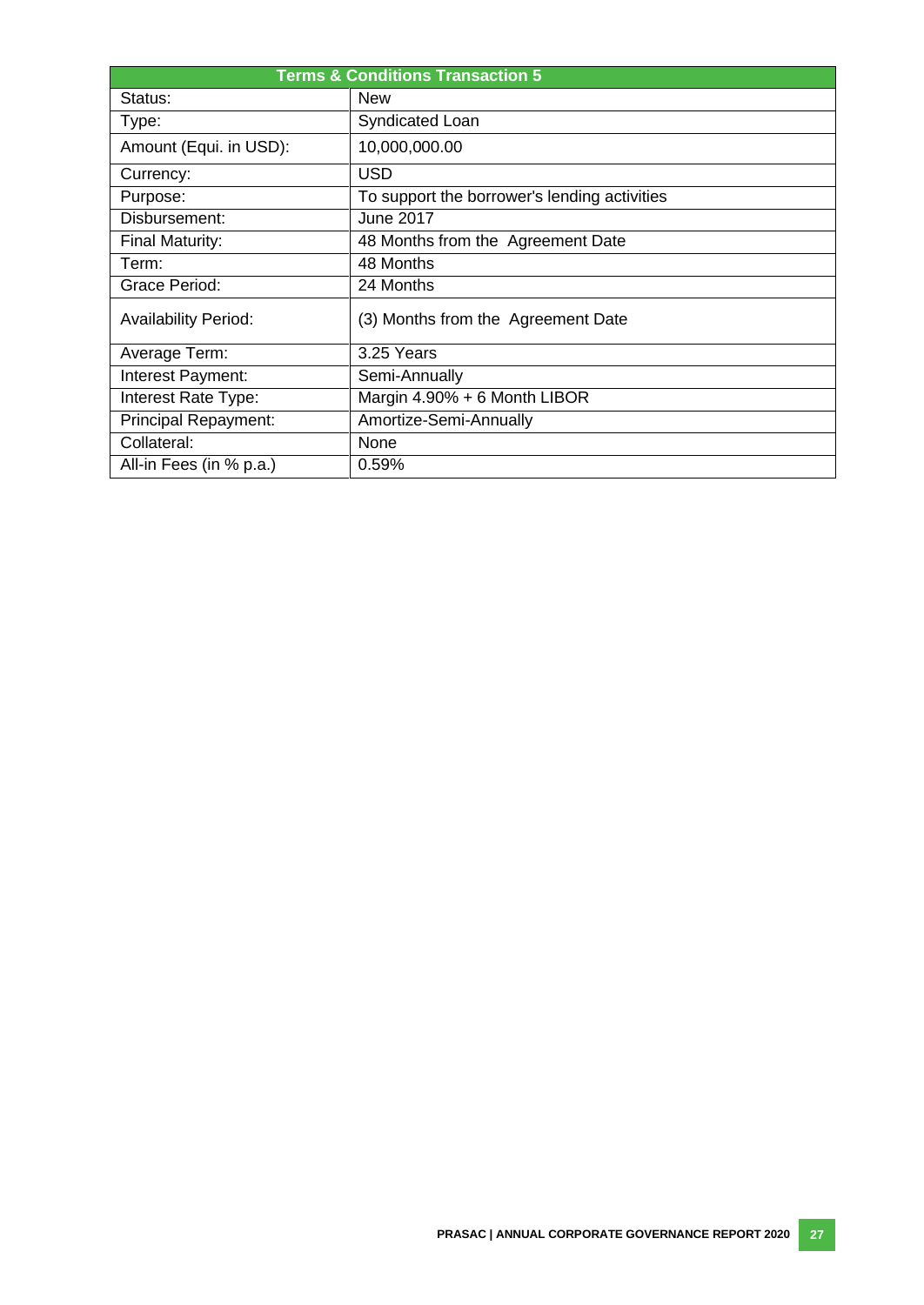| Terms & Conditions Transaction 5 | |
|---|---|
| Status: | New |
| Type: | Syndicated Loan |
| Amount (Equi. in USD): | 10,000,000.00 |
| Currency: | USD |
| Purpose: | To support the borrower's lending activities |
| Disbursement: | June 2017 |
| Final Maturity: | 48 Months from the Agreement Date |
| Term: | 48 Months |
| Grace Period: | 24 Months |
| Availability Period: | (3) Months from the Agreement Date |
| Average Term: | 3.25 Years |
| Interest Payment: | Semi-Annually |
| Interest Rate Type: | Margin 4.90% + 6 Month LIBOR |
| Principal Repayment: | Amortize-Semi-Annually |
| Collateral: | None |
| All-in Fees (in % p.a.) | 0.59% |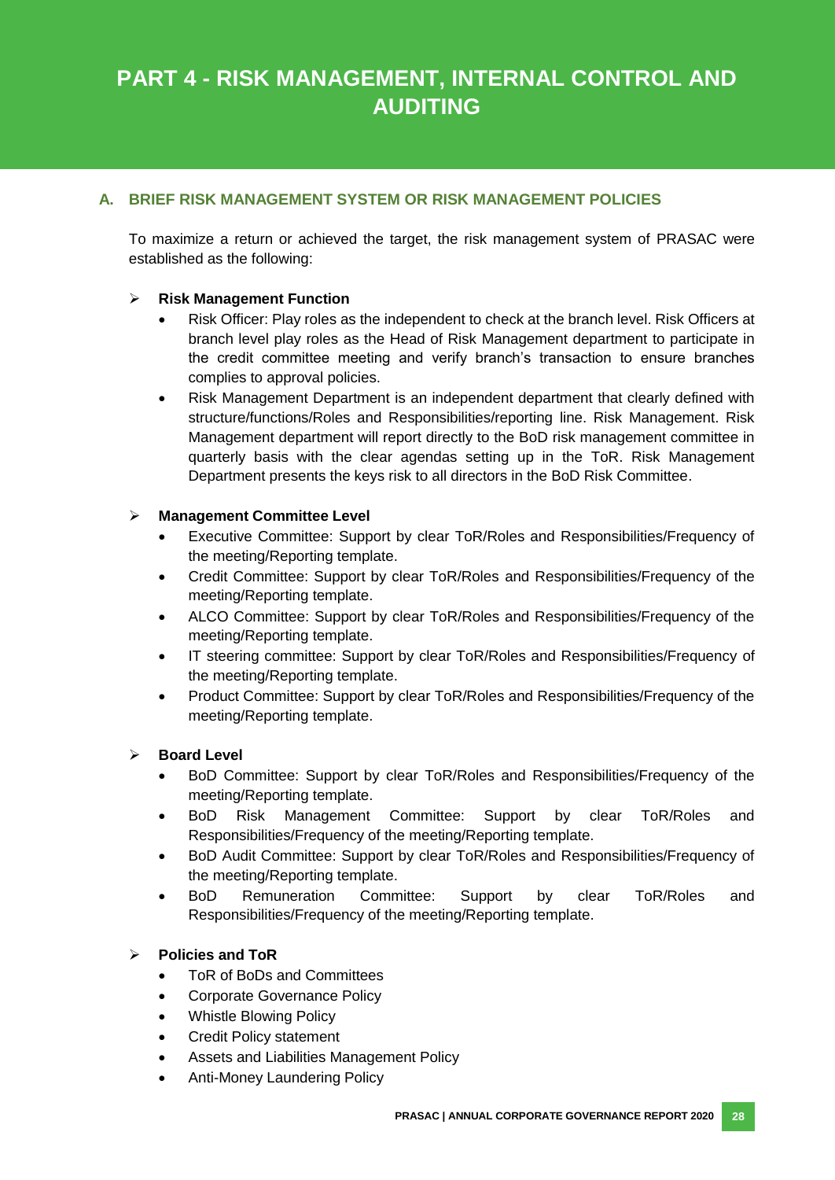# PART 4 - RISK MANAGEMENT, INTERNAL CONTROL AND AUDITING

## A. BRIEF RISK MANAGEMENT SYSTEM OR RISK MANAGEMENT POLICIES

To maximize a return or achieved the target, the risk management system of PRASAC were established as the following:

- **Risk Management Function**
  - Risk Officer: Play roles as the independent to check at the branch level. Risk Officers at branch level play roles as the Head of Risk Management department to participate in the credit committee meeting and verify branch's transaction to ensure branches complies to approval policies.
  - Risk Management Department is an independent department that clearly defined with structure/functions/Roles and Responsibilities/reporting line. Risk Management. Risk Management department will report directly to the BoD risk management committee in quarterly basis with the clear agendas setting up in the ToR. Risk Management Department presents the keys risk to all directors in the BoD Risk Committee.

- **Management Committee Level**
  - Executive Committee: Support by clear ToR/Roles and Responsibilities/Frequency of the meeting/Reporting template.
  - Credit Committee: Support by clear ToR/Roles and Responsibilities/Frequency of the meeting/Reporting template.
  - ALCO Committee: Support by clear ToR/Roles and Responsibilities/Frequency of the meeting/Reporting template.
  - IT steering committee: Support by clear ToR/Roles and Responsibilities/Frequency of the meeting/Reporting template.
  - Product Committee: Support by clear ToR/Roles and Responsibilities/Frequency of the meeting/Reporting template.

- **Board Level**
  - BoD Committee: Support by clear ToR/Roles and Responsibilities/Frequency of the meeting/Reporting template.
  - BoD Risk Management Committee: Support by clear ToR/Roles and Responsibilities/Frequency of the meeting/Reporting template.
  - BoD Audit Committee: Support by clear ToR/Roles and Responsibilities/Frequency of the meeting/Reporting template.
  - BoD Remuneration Committee: Support by clear ToR/Roles and Responsibilities/Frequency of the meeting/Reporting template.

- **Policies and ToR**
  - ToR of BoDs and Committees
  - Corporate Governance Policy
  - Whistle Blowing Policy
  - Credit Policy statement
  - Assets and Liabilities Management Policy
  - Anti-Money Laundering Policy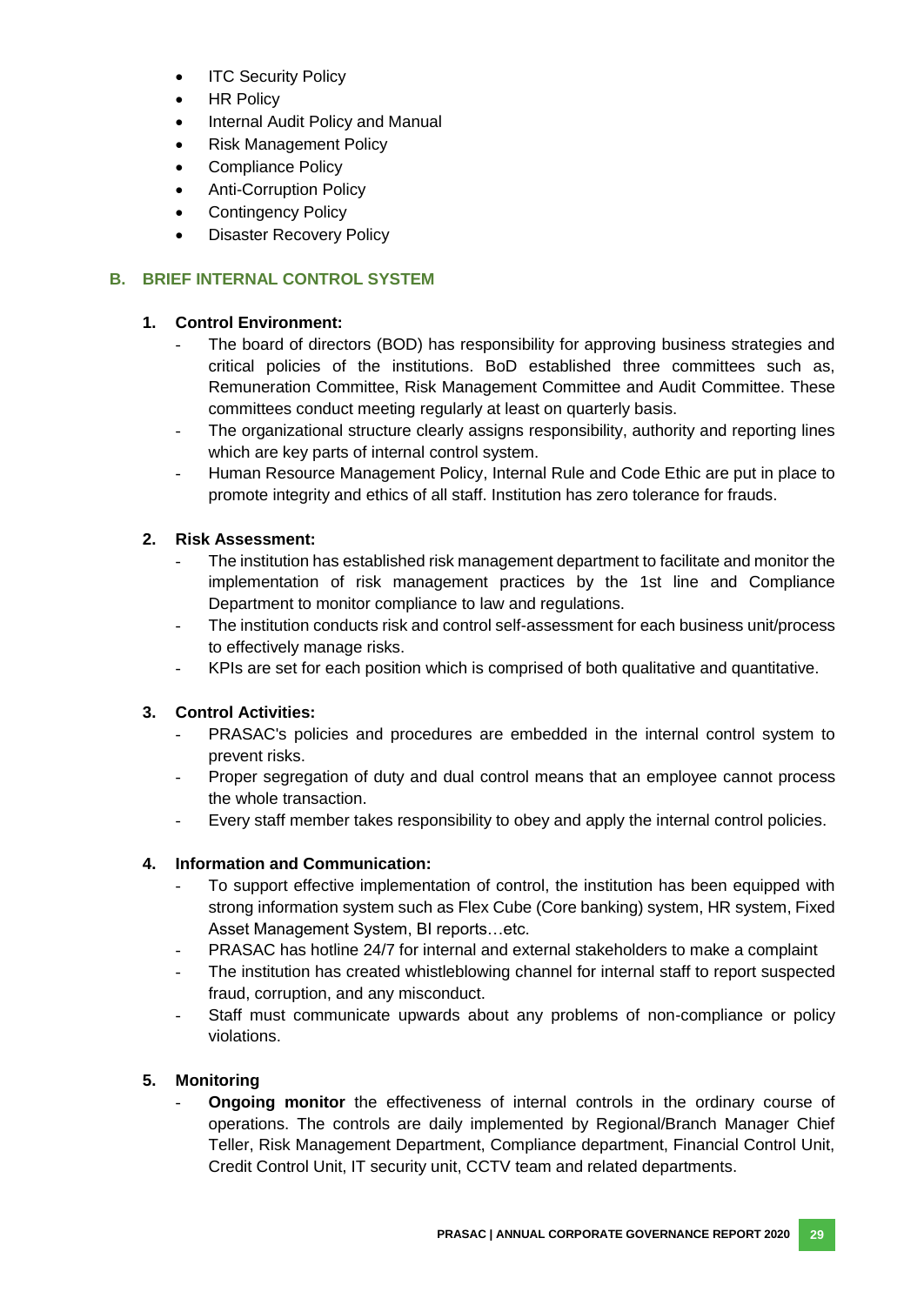- ITC Security Policy
- HR Policy
- Internal Audit Policy and Manual
- Risk Management Policy
- Compliance Policy
- Anti-Corruption Policy
- Contingency Policy
- Disaster Recovery Policy

## B. BRIEF INTERNAL CONTROL SYSTEM

### 1. Control Environment:

- The board of directors (BOD) has responsibility for approving business strategies and critical policies of the institutions. BoD established three committees such as, Remuneration Committee, Risk Management Committee and Audit Committee. These committees conduct meeting regularly at least on quarterly basis.
- The organizational structure clearly assigns responsibility, authority and reporting lines which are key parts of internal control system.
- Human Resource Management Policy, Internal Rule and Code Ethic are put in place to promote integrity and ethics of all staff. Institution has zero tolerance for frauds.

### 2. Risk Assessment:

- The institution has established risk management department to facilitate and monitor the implementation of risk management practices by the 1st line and Compliance Department to monitor compliance to law and regulations.
- The institution conducts risk and control self-assessment for each business unit/process to effectively manage risks.
- KPIs are set for each position which is comprised of both qualitative and quantitative.

### 3. Control Activities:

- PRASAC's policies and procedures are embedded in the internal control system to prevent risks.
- Proper segregation of duty and dual control means that an employee cannot process the whole transaction.
- Every staff member takes responsibility to obey and apply the internal control policies.

### 4. Information and Communication:

- To support effective implementation of control, the institution has been equipped with strong information system such as Flex Cube (Core banking) system, HR system, Fixed Asset Management System, BI reports…etc.
- PRASAC has hotline 24/7 for internal and external stakeholders to make a complaint
- The institution has created whistleblowing channel for internal staff to report suspected fraud, corruption, and any misconduct.
- Staff must communicate upwards about any problems of non-compliance or policy violations.

### 5. Monitoring

- **Ongoing monitor** the effectiveness of internal controls in the ordinary course of operations. The controls are daily implemented by Regional/Branch Manager Chief Teller, Risk Management Department, Compliance department, Financial Control Unit, Credit Control Unit, IT security unit, CCTV team and related departments.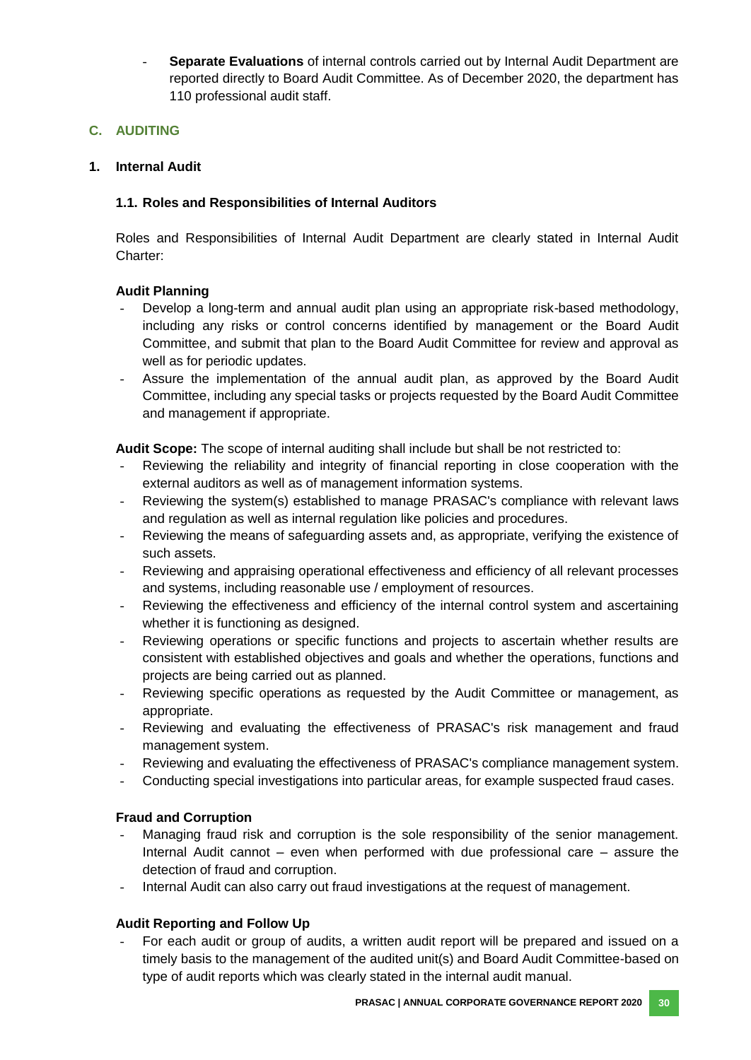- **Separate Evaluations** of internal controls carried out by Internal Audit Department are reported directly to Board Audit Committee. As of December 2020, the department has 110 professional audit staff.

## C. AUDITING

### 1. Internal Audit

#### 1.1. Roles and Responsibilities of Internal Auditors

Roles and Responsibilities of Internal Audit Department are clearly stated in Internal Audit Charter:

**Audit Planning**

- Develop a long-term and annual audit plan using an appropriate risk-based methodology, including any risks or control concerns identified by management or the Board Audit Committee, and submit that plan to the Board Audit Committee for review and approval as well as for periodic updates.
- Assure the implementation of the annual audit plan, as approved by the Board Audit Committee, including any special tasks or projects requested by the Board Audit Committee and management if appropriate.

**Audit Scope:** The scope of internal auditing shall include but shall be not restricted to:

- Reviewing the reliability and integrity of financial reporting in close cooperation with the external auditors as well as of management information systems.
- Reviewing the system(s) established to manage PRASAC's compliance with relevant laws and regulation as well as internal regulation like policies and procedures.
- Reviewing the means of safeguarding assets and, as appropriate, verifying the existence of such assets.
- Reviewing and appraising operational effectiveness and efficiency of all relevant processes and systems, including reasonable use / employment of resources.
- Reviewing the effectiveness and efficiency of the internal control system and ascertaining whether it is functioning as designed.
- Reviewing operations or specific functions and projects to ascertain whether results are consistent with established objectives and goals and whether the operations, functions and projects are being carried out as planned.
- Reviewing specific operations as requested by the Audit Committee or management, as appropriate.
- Reviewing and evaluating the effectiveness of PRASAC's risk management and fraud management system.
- Reviewing and evaluating the effectiveness of PRASAC's compliance management system.
- Conducting special investigations into particular areas, for example suspected fraud cases.

**Fraud and Corruption**

- Managing fraud risk and corruption is the sole responsibility of the senior management. Internal Audit cannot – even when performed with due professional care – assure the detection of fraud and corruption.
- Internal Audit can also carry out fraud investigations at the request of management.

**Audit Reporting and Follow Up**

- For each audit or group of audits, a written audit report will be prepared and issued on a timely basis to the management of the audited unit(s) and Board Audit Committee-based on type of audit reports which was clearly stated in the internal audit manual.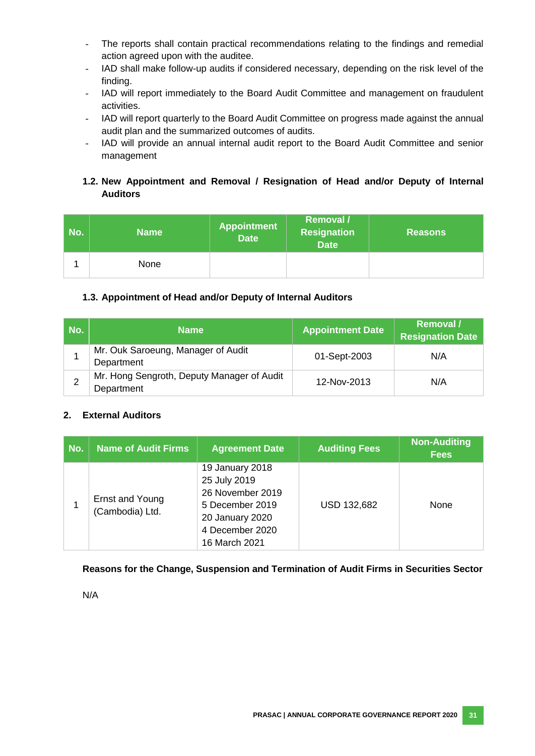- The reports shall contain practical recommendations relating to the findings and remedial action agreed upon with the auditee.
- IAD shall make follow-up audits if considered necessary, depending on the risk level of the finding.
- IAD will report immediately to the Board Audit Committee and management on fraudulent activities.
- IAD will report quarterly to the Board Audit Committee on progress made against the annual audit plan and the summarized outcomes of audits.
- IAD will provide an annual internal audit report to the Board Audit Committee and senior management

### 1.2. New Appointment and Removal / Resignation of Head and/or Deputy of Internal Auditors

| No. | Name | Appointment Date | Removal / Resignation Date | Reasons |
|---|---|---|---|---|
| 1 | None | | | |

### 1.3. Appointment of Head and/or Deputy of Internal Auditors

| No. | Name | Appointment Date | Removal / Resignation Date |
|---|---|---|---|
| 1 | Mr. Ouk Saroeung, Manager of Audit Department | 01-Sept-2003 | N/A |
| 2 | Mr. Hong Sengroth, Deputy Manager of Audit Department | 12-Nov-2013 | N/A |

## 2. External Auditors

| No. | Name of Audit Firms | Agreement Date | Auditing Fees | Non-Auditing Fees |
|---|---|---|---|---|
| 1 | Ernst and Young (Cambodia) Ltd. | 19 January 2018<br>25 July 2019<br>26 November 2019<br>5 December 2019<br>20 January 2020<br>4 December 2020<br>16 March 2021 | USD 132,682 | None |

**Reasons for the Change, Suspension and Termination of Audit Firms in Securities Sector**

N/A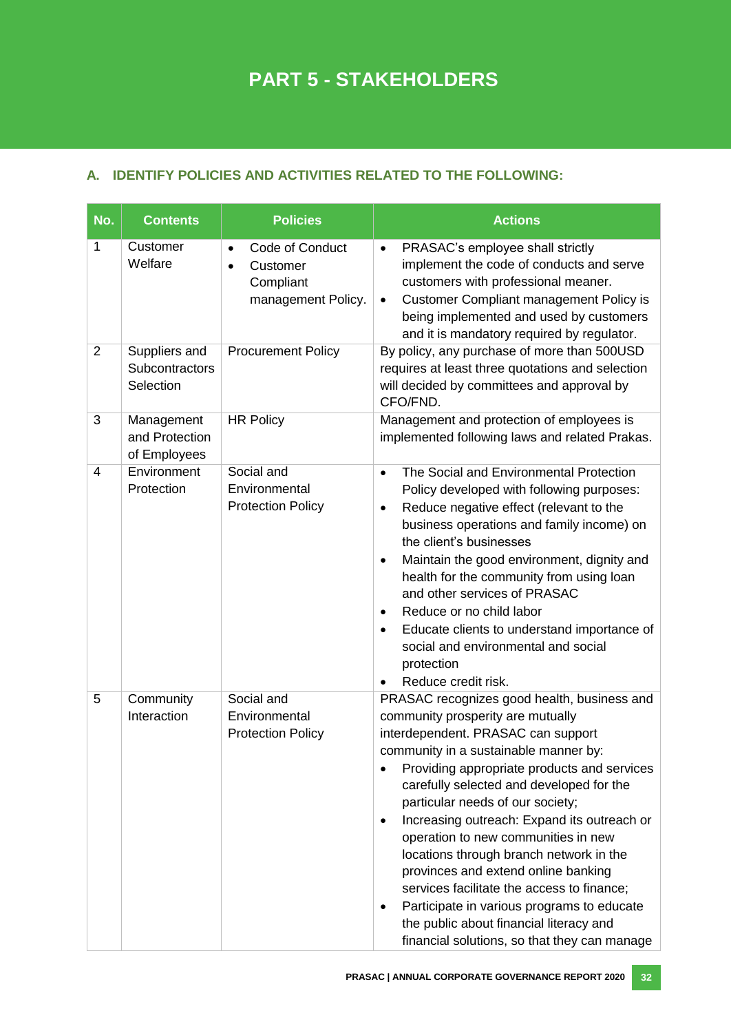# PART 5 - STAKEHOLDERS

## A. IDENTIFY POLICIES AND ACTIVITIES RELATED TO THE FOLLOWING:

| No. | Contents | Policies | Actions |
|---|---|---|---|
| 1 | Customer Welfare | • Code of Conduct<br>• Customer Compliant management Policy. | • PRASAC's employee shall strictly implement the code of conducts and serve customers with professional meaner.<br>• Customer Compliant management Policy is being implemented and used by customers and it is mandatory required by regulator. |
| 2 | Suppliers and Subcontractors Selection | Procurement Policy | By policy, any purchase of more than 500USD requires at least three quotations and selection will decided by committees and approval by CFO/FND. |
| 3 | Management and Protection of Employees | HR Policy | Management and protection of employees is implemented following laws and related Prakas. |
| 4 | Environment Protection | Social and Environmental Protection Policy | • The Social and Environmental Protection Policy developed with following purposes:<br>• Reduce negative effect (relevant to the business operations and family income) on the client's businesses<br>• Maintain the good environment, dignity and health for the community from using loan and other services of PRASAC<br>• Reduce or no child labor<br>• Educate clients to understand importance of social and environmental and social protection<br>• Reduce credit risk. |
| 5 | Community Interaction | Social and Environmental Protection Policy | PRASAC recognizes good health, business and community prosperity are mutually interdependent. PRASAC can support community in a sustainable manner by:<br>• Providing appropriate products and services carefully selected and developed for the particular needs of our society;<br>• Increasing outreach: Expand its outreach or operation to new communities in new locations through branch network in the provinces and extend online banking services facilitate the access to finance;<br>• Participate in various programs to educate the public about financial literacy and financial solutions, so that they can manage |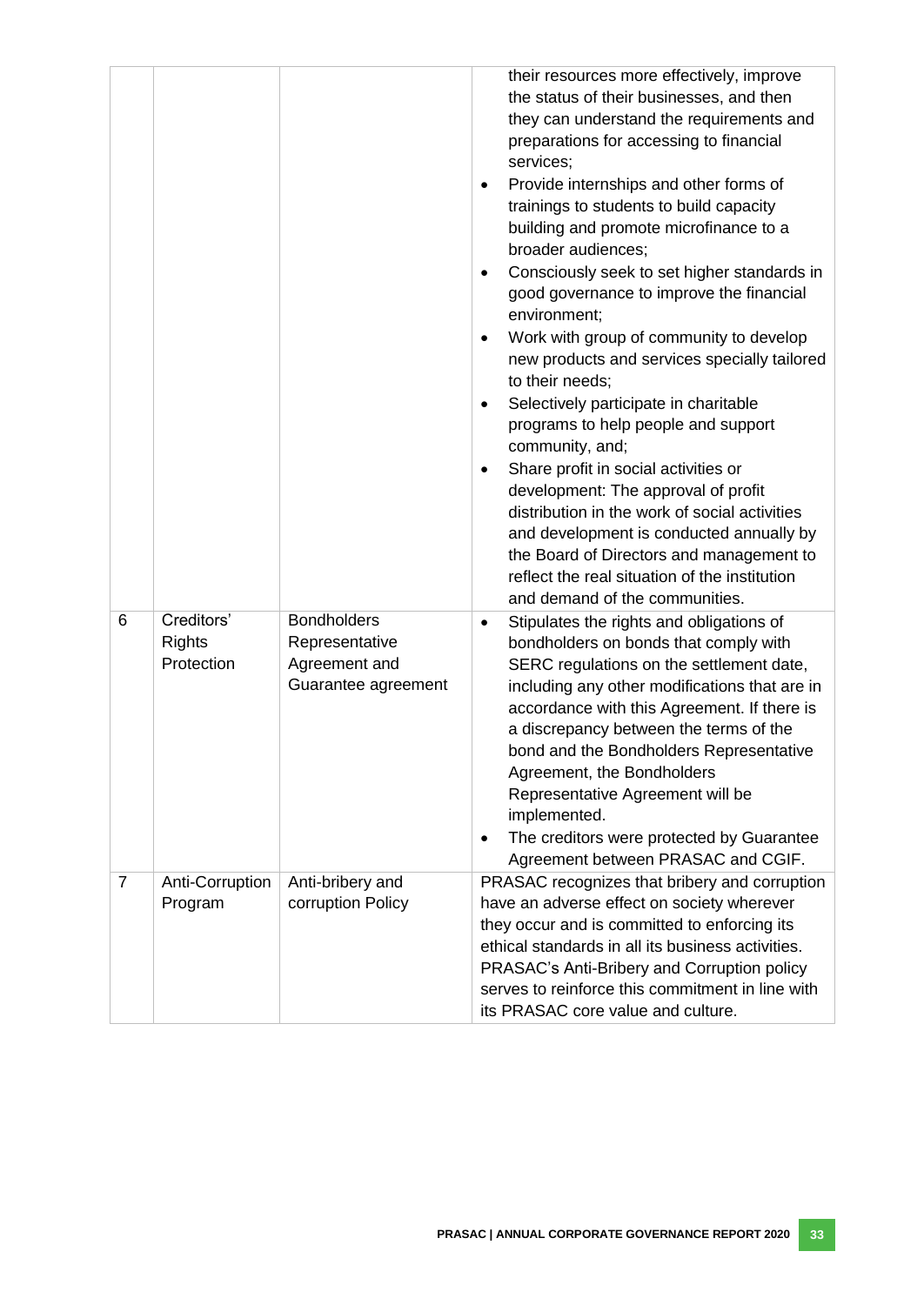|  |  |  |  |
|---|---|---|---|
|  |  |  | their resources more effectively, improve the status of their businesses, and then they can understand the requirements and preparations for accessing to financial services;<br>• Provide internships and other forms of trainings to students to build capacity building and promote microfinance to a broader audiences;<br>• Consciously seek to set higher standards in good governance to improve the financial environment;<br>• Work with group of community to develop new products and services specially tailored to their needs;<br>• Selectively participate in charitable programs to help people and support community, and;<br>• Share profit in social activities or development: The approval of profit distribution in the work of social activities and development is conducted annually by the Board of Directors and management to reflect the real situation of the institution and demand of the communities. |
| 6 | Creditors' Rights Protection | Bondholders Representative Agreement and Guarantee agreement | • Stipulates the rights and obligations of bondholders on bonds that comply with SERC regulations on the settlement date, including any other modifications that are in accordance with this Agreement. If there is a discrepancy between the terms of the bond and the Bondholders Representative Agreement, the Bondholders Representative Agreement will be implemented.<br>• The creditors were protected by Guarantee Agreement between PRASAC and CGIF. |
| 7 | Anti-Corruption Program | Anti-bribery and corruption Policy | PRASAC recognizes that bribery and corruption have an adverse effect on society wherever they occur and is committed to enforcing its ethical standards in all its business activities. PRASAC's Anti-Bribery and Corruption policy serves to reinforce this commitment in line with its PRASAC core value and culture. |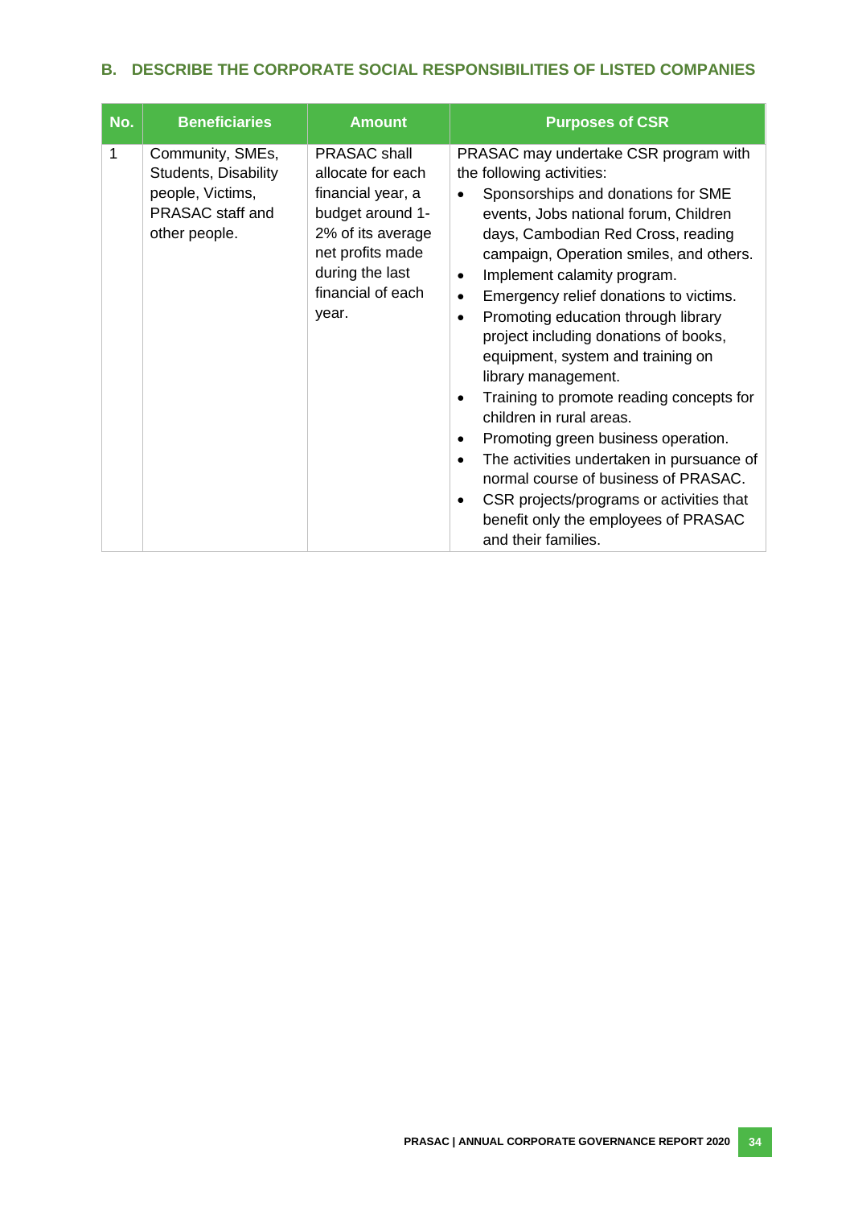### B. DESCRIBE THE CORPORATE SOCIAL RESPONSIBILITIES OF LISTED COMPANIES

| No. | Beneficiaries | Amount | Purposes of CSR |
|---|---|---|---|
| 1 | Community, SMEs, Students, Disability people, Victims, PRASAC staff and other people. | PRASAC shall allocate for each financial year, a budget around 1-2% of its average net profits made during the last financial of each year. | PRASAC may undertake CSR program with the following activities:<br>• Sponsorships and donations for SME events, Jobs national forum, Children days, Cambodian Red Cross, reading campaign, Operation smiles, and others.<br>• Implement calamity program.<br>• Emergency relief donations to victims.<br>• Promoting education through library project including donations of books, equipment, system and training on library management.<br>• Training to promote reading concepts for children in rural areas.<br>• Promoting green business operation.<br>• The activities undertaken in pursuance of normal course of business of PRASAC.<br>• CSR projects/programs or activities that benefit only the employees of PRASAC and their families. |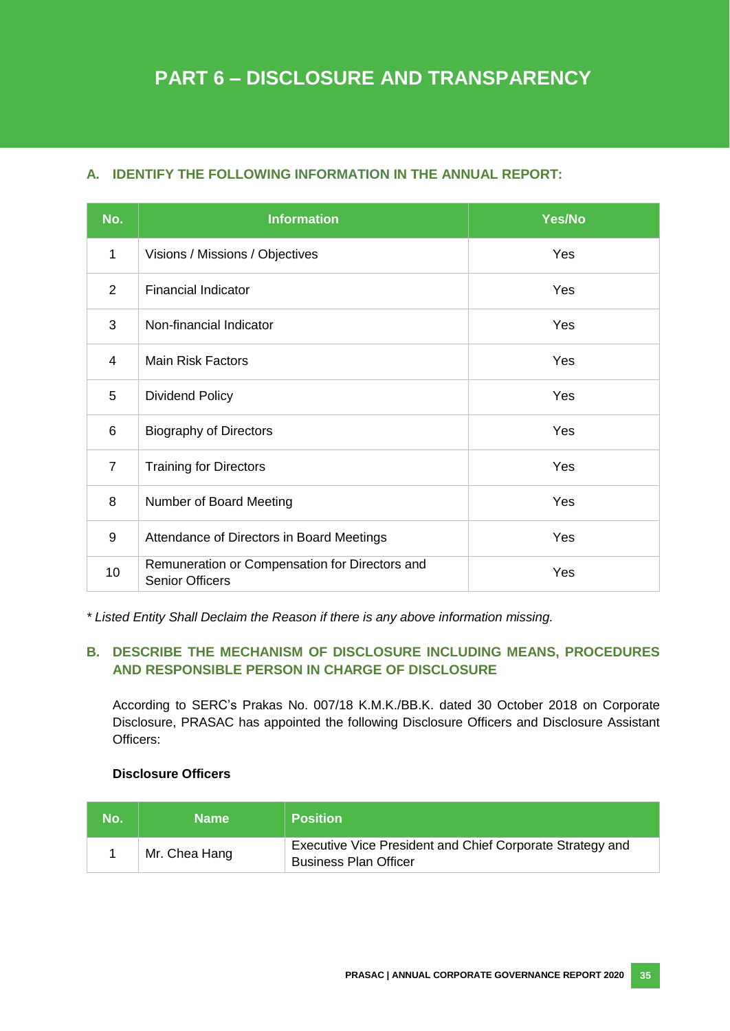# PART 6 – DISCLOSURE AND TRANSPARENCY

## A. IDENTIFY THE FOLLOWING INFORMATION IN THE ANNUAL REPORT:

| No. | Information | Yes/No |
|---|---|---|
| 1 | Visions / Missions / Objectives | Yes |
| 2 | Financial Indicator | Yes |
| 3 | Non-financial Indicator | Yes |
| 4 | Main Risk Factors | Yes |
| 5 | Dividend Policy | Yes |
| 6 | Biography of Directors | Yes |
| 7 | Training for Directors | Yes |
| 8 | Number of Board Meeting | Yes |
| 9 | Attendance of Directors in Board Meetings | Yes |
| 10 | Remuneration or Compensation for Directors and Senior Officers | Yes |

*\* Listed Entity Shall Declaim the Reason if there is any above information missing.*

## B. DESCRIBE THE MECHANISM OF DISCLOSURE INCLUDING MEANS, PROCEDURES AND RESPONSIBLE PERSON IN CHARGE OF DISCLOSURE

According to SERC's Prakas No. 007/18 K.M.K./BB.K. dated 30 October 2018 on Corporate Disclosure, PRASAC has appointed the following Disclosure Officers and Disclosure Assistant Officers:

**Disclosure Officers**

| No. | Name | Position |
|---|---|---|
| 1 | Mr. Chea Hang | Executive Vice President and Chief Corporate Strategy and Business Plan Officer |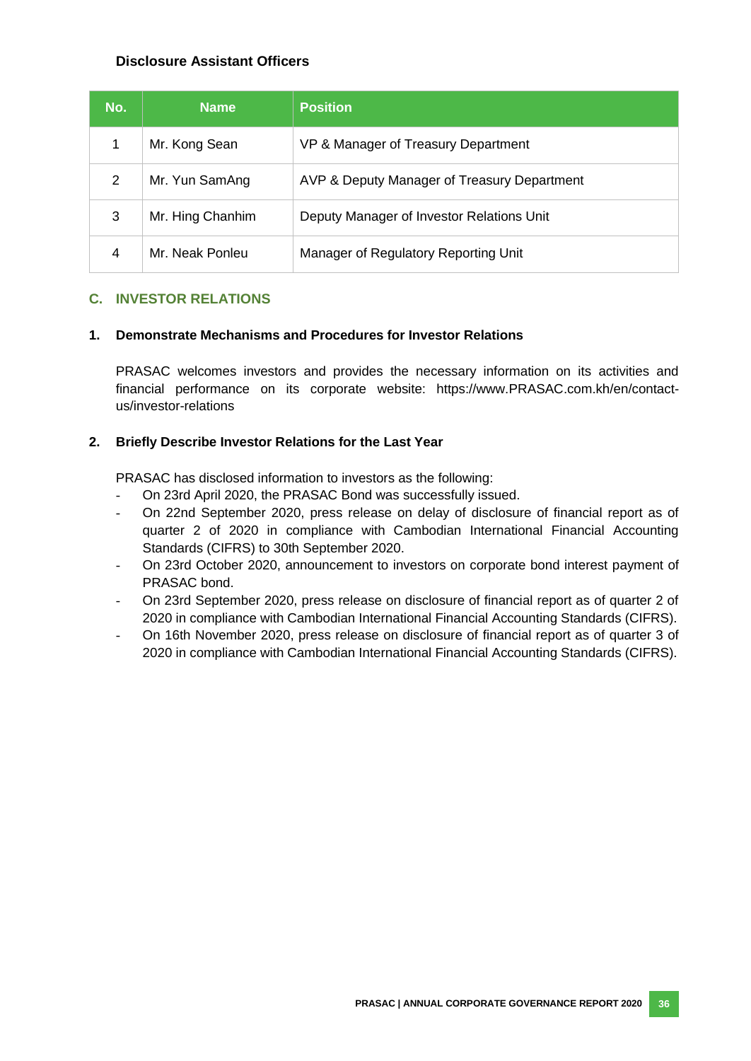**Disclosure Assistant Officers**

| No. | Name | Position |
| --- | --- | --- |
| 1 | Mr. Kong Sean | VP & Manager of Treasury Department |
| 2 | Mr. Yun SamAng | AVP & Deputy Manager of Treasury Department |
| 3 | Mr. Hing Chanhim | Deputy Manager of Investor Relations Unit |
| 4 | Mr. Neak Ponleu | Manager of Regulatory Reporting Unit |

## C. INVESTOR RELATIONS

### 1. Demonstrate Mechanisms and Procedures for Investor Relations

PRASAC welcomes investors and provides the necessary information on its activities and financial performance on its corporate website: https://www.PRASAC.com.kh/en/contact-us/investor-relations

### 2. Briefly Describe Investor Relations for the Last Year

PRASAC has disclosed information to investors as the following:

- On 23rd April 2020, the PRASAC Bond was successfully issued.
- On 22nd September 2020, press release on delay of disclosure of financial report as of quarter 2 of 2020 in compliance with Cambodian International Financial Accounting Standards (CIFRS) to 30th September 2020.
- On 23rd October 2020, announcement to investors on corporate bond interest payment of PRASAC bond.
- On 23rd September 2020, press release on disclosure of financial report as of quarter 2 of 2020 in compliance with Cambodian International Financial Accounting Standards (CIFRS).
- On 16th November 2020, press release on disclosure of financial report as of quarter 3 of 2020 in compliance with Cambodian International Financial Accounting Standards (CIFRS).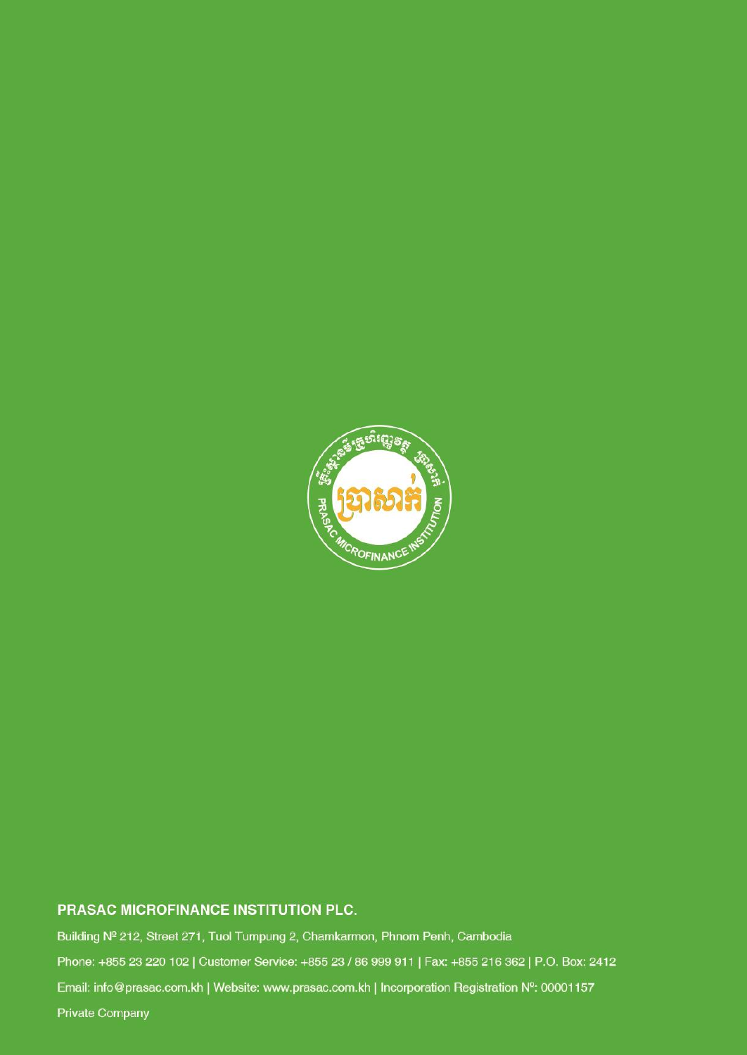**PRASAC MICROFINANCE INSTITUTION PLC.**

Building Nº 212, Street 271, Tuol Tumpung 2, Chamkarmon, Phnom Penh, Cambodia

Phone: +855 23 220 102 | Customer Service: +855 23 / 86 999 911 | Fax: +855 216 362 | P.O. Box: 2412

Email: info@prasac.com.kh | Website: www.prasac.com.kh | Incorporation Registration Nº: 00001157

Private Company